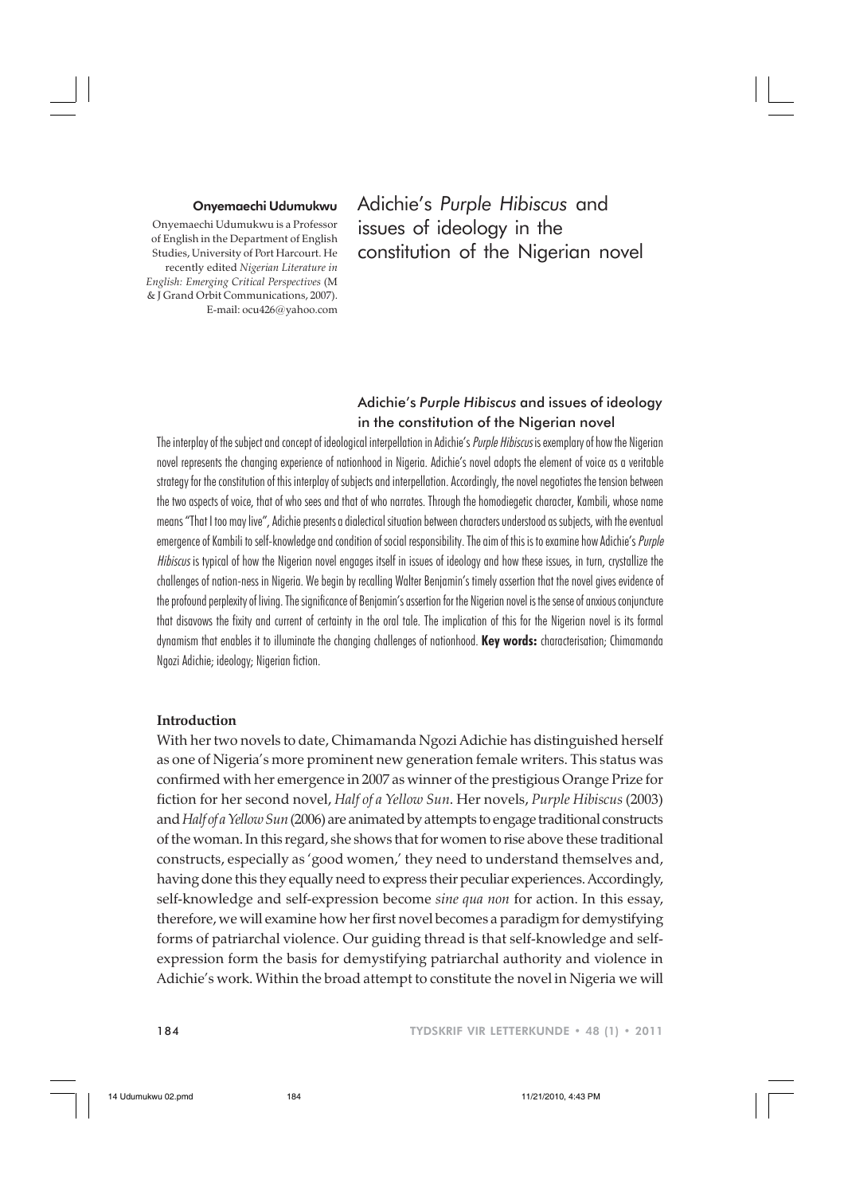**Onyemaechi Udumukwu**

Onyemaechi Udumukwu is a Professor of English in the Department of English Studies, University of Port Harcourt. He recently edited *Nigerian Literature in English: Emerging Critical Perspectives* (M & J Grand Orbit Communications, 2007). E-mail: ocu426@yahoo.com

# Adichie's *Purple Hibiscus* and issues of ideology in the constitution of the Nigerian novel

## Adichie's *Purple Hibiscus* and issues of ideology in the constitution of the Nigerian novel

The interplay of the subject and concept of ideological interpellation in Adichie's *Purple Hibiscus* is exemplary of how the Nigerian novel represents the changing experience of nationhood in Nigeria. Adichie's novel adopts the element of voice as a veritable strategy for the constitution of this interplay of subjects and interpellation. Accordingly, the novel negotiates the tension between the two aspects of voice, that of who sees and that of who narrates. Through the homodiegetic character, Kambili, whose name means "That I too may live", Adichie presents a dialectical situation between characters understood as subjects, with the eventual emergence of Kambili to self-knowledge and condition of social responsibility. The aim of this is to examine how Adichie's *Purple Hibiscus* is typical of how the Nigerian novel engages itself in issues of ideology and how these issues, in turn, crystallize the challenges of nation-ness in Nigeria. We begin by recalling Walter Benjamin's timely assertion that the novel gives evidence of the profound perplexity of living. The significance of Benjamin's assertion for the Nigerian novel is the sense of anxious conjuncture that disavows the fixity and current of certainty in the oral tale. The implication of this for the Nigerian novel is its formal dynamism that enables it to illuminate the changing challenges of nationhood. **Key words:** characterisation; Chimamanda Ngozi Adichie; ideology; Nigerian fiction.

### Introduction

With her two novels to date, Chimamanda Ngozi Adichie has distinguished herself as one of Nigeria's more prominent new generation female writers. This status was confirmed with her emergence in 2007 as winner of the prestigious Orange Prize for fiction for her second novel, *Half of a Yellow Sun*. Her novels, *Purple Hibiscus* (2003) and *Half of a Yellow Sun* (2006) are animated by attempts to engage traditional constructs of the woman. In this regard, she shows that for women to rise above these traditional constructs, especially as 'good women,' they need to understand themselves and, having done this they equally need to express their peculiar experiences. Accordingly, self-knowledge and self-expression become *sine qua non* for action. In this essay, therefore, we will examine how her first novel becomes a paradigm for demystifying forms of patriarchal violence. Our guiding thread is that self-knowledge and self-expression form the basis for demystifying patriarchal authority and violence in Adichie's work. Within the broad attempt to constitute the novel in Nigeria we will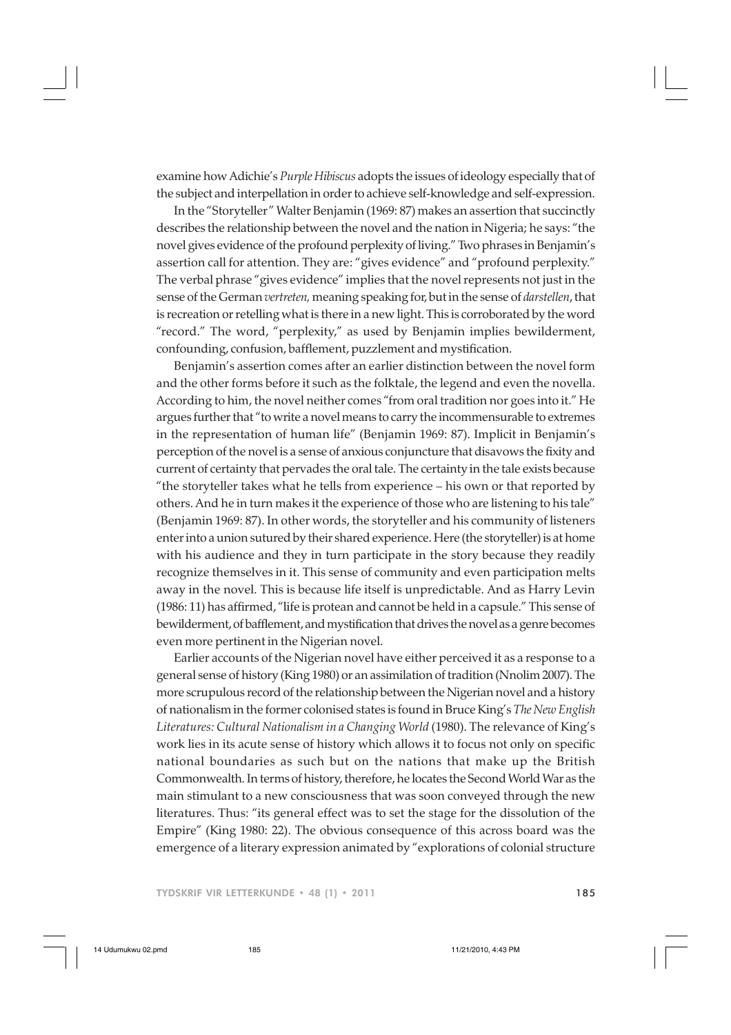examine how Adichie's *Purple Hibiscus* adopts the issues of ideology especially that of the subject and interpellation in order to achieve self-knowledge and self-expression.

In the "Storyteller" Walter Benjamin (1969: 87) makes an assertion that succinctly describes the relationship between the novel and the nation in Nigeria; he says: "the novel gives evidence of the profound perplexity of living." Two phrases in Benjamin's assertion call for attention. They are: "gives evidence" and "profound perplexity." The verbal phrase "gives evidence" implies that the novel represents not just in the sense of the German *vertreten,* meaning speaking for, but in the sense of *darstellen*, that is recreation or retelling what is there in a new light. This is corroborated by the word "record." The word, "perplexity," as used by Benjamin implies bewilderment, confounding, confusion, bafflement, puzzlement and mystification.

Benjamin's assertion comes after an earlier distinction between the novel form and the other forms before it such as the folktale, the legend and even the novella. According to him, the novel neither comes "from oral tradition nor goes into it." He argues further that "to write a novel means to carry the incommensurable to extremes in the representation of human life" (Benjamin 1969: 87). Implicit in Benjamin's perception of the novel is a sense of anxious conjuncture that disavows the fixity and current of certainty that pervades the oral tale. The certainty in the tale exists because "the storyteller takes what he tells from experience – his own or that reported by others. And he in turn makes it the experience of those who are listening to his tale" (Benjamin 1969: 87). In other words, the storyteller and his community of listeners enter into a union sutured by their shared experience. Here (the storyteller) is at home with his audience and they in turn participate in the story because they readily recognize themselves in it. This sense of community and even participation melts away in the novel. This is because life itself is unpredictable. And as Harry Levin (1986: 11) has affirmed, "life is protean and cannot be held in a capsule." This sense of bewilderment, of bafflement, and mystification that drives the novel as a genre becomes even more pertinent in the Nigerian novel.

Earlier accounts of the Nigerian novel have either perceived it as a response to a general sense of history (King 1980) or an assimilation of tradition (Nnolim 2007). The more scrupulous record of the relationship between the Nigerian novel and a history of nationalism in the former colonised states is found in Bruce King's *The New English Literatures: Cultural Nationalism in a Changing World* (1980). The relevance of King's work lies in its acute sense of history which allows it to focus not only on specific national boundaries as such but on the nations that make up the British Commonwealth. In terms of history, therefore, he locates the Second World War as the main stimulant to a new consciousness that was soon conveyed through the new literatures. Thus: "its general effect was to set the stage for the dissolution of the Empire" (King 1980: 22). The obvious consequence of this across board was the emergence of a literary expression animated by "explorations of colonial structure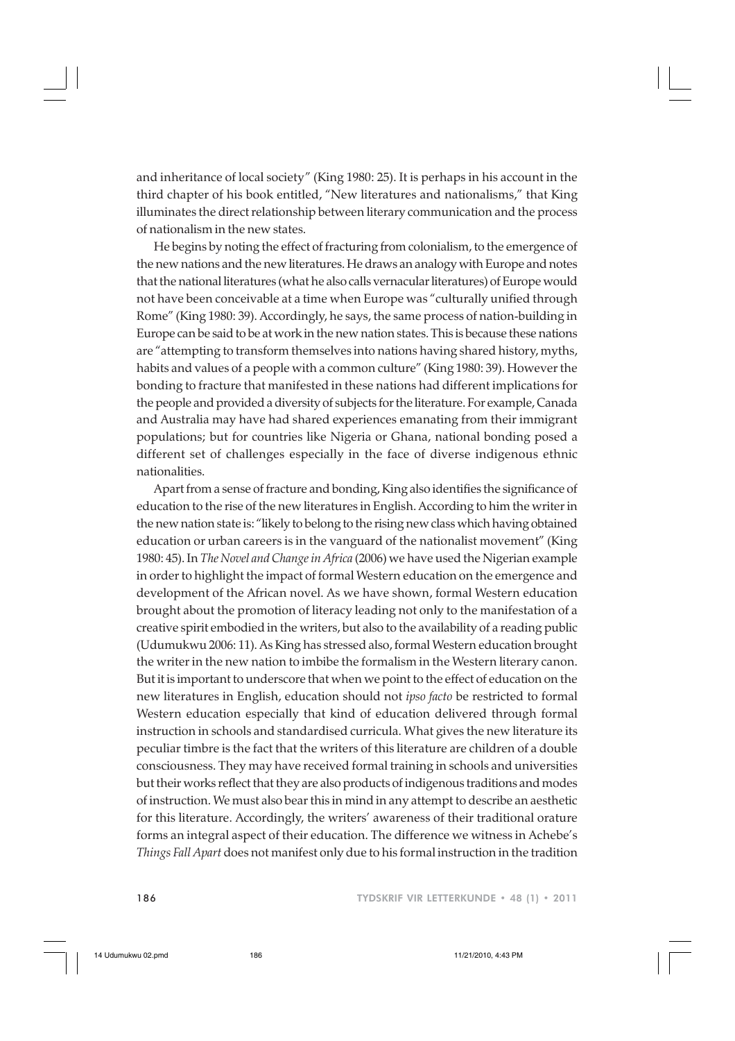and inheritance of local society" (King 1980: 25). It is perhaps in his account in the third chapter of his book entitled, "New literatures and nationalisms," that King illuminates the direct relationship between literary communication and the process of nationalism in the new states.

He begins by noting the effect of fracturing from colonialism, to the emergence of the new nations and the new literatures. He draws an analogy with Europe and notes that the national literatures (what he also calls vernacular literatures) of Europe would not have been conceivable at a time when Europe was "culturally unified through Rome" (King 1980: 39). Accordingly, he says, the same process of nation-building in Europe can be said to be at work in the new nation states. This is because these nations are "attempting to transform themselves into nations having shared history, myths, habits and values of a people with a common culture" (King 1980: 39). However the bonding to fracture that manifested in these nations had different implications for the people and provided a diversity of subjects for the literature. For example, Canada and Australia may have had shared experiences emanating from their immigrant populations; but for countries like Nigeria or Ghana, national bonding posed a different set of challenges especially in the face of diverse indigenous ethnic nationalities.

Apart from a sense of fracture and bonding, King also identifies the significance of education to the rise of the new literatures in English. According to him the writer in the new nation state is: "likely to belong to the rising new class which having obtained education or urban careers is in the vanguard of the nationalist movement" (King 1980: 45). In *The Novel and Change in Africa* (2006) we have used the Nigerian example in order to highlight the impact of formal Western education on the emergence and development of the African novel. As we have shown, formal Western education brought about the promotion of literacy leading not only to the manifestation of a creative spirit embodied in the writers, but also to the availability of a reading public (Udumukwu 2006: 11). As King has stressed also, formal Western education brought the writer in the new nation to imbibe the formalism in the Western literary canon. But it is important to underscore that when we point to the effect of education on the new literatures in English, education should not *ipso facto* be restricted to formal Western education especially that kind of education delivered through formal instruction in schools and standardised curricula. What gives the new literature its peculiar timbre is the fact that the writers of this literature are children of a double consciousness. They may have received formal training in schools and universities but their works reflect that they are also products of indigenous traditions and modes of instruction. We must also bear this in mind in any attempt to describe an aesthetic for this literature. Accordingly, the writers' awareness of their traditional orature forms an integral aspect of their education. The difference we witness in Achebe's *Things Fall Apart* does not manifest only due to his formal instruction in the tradition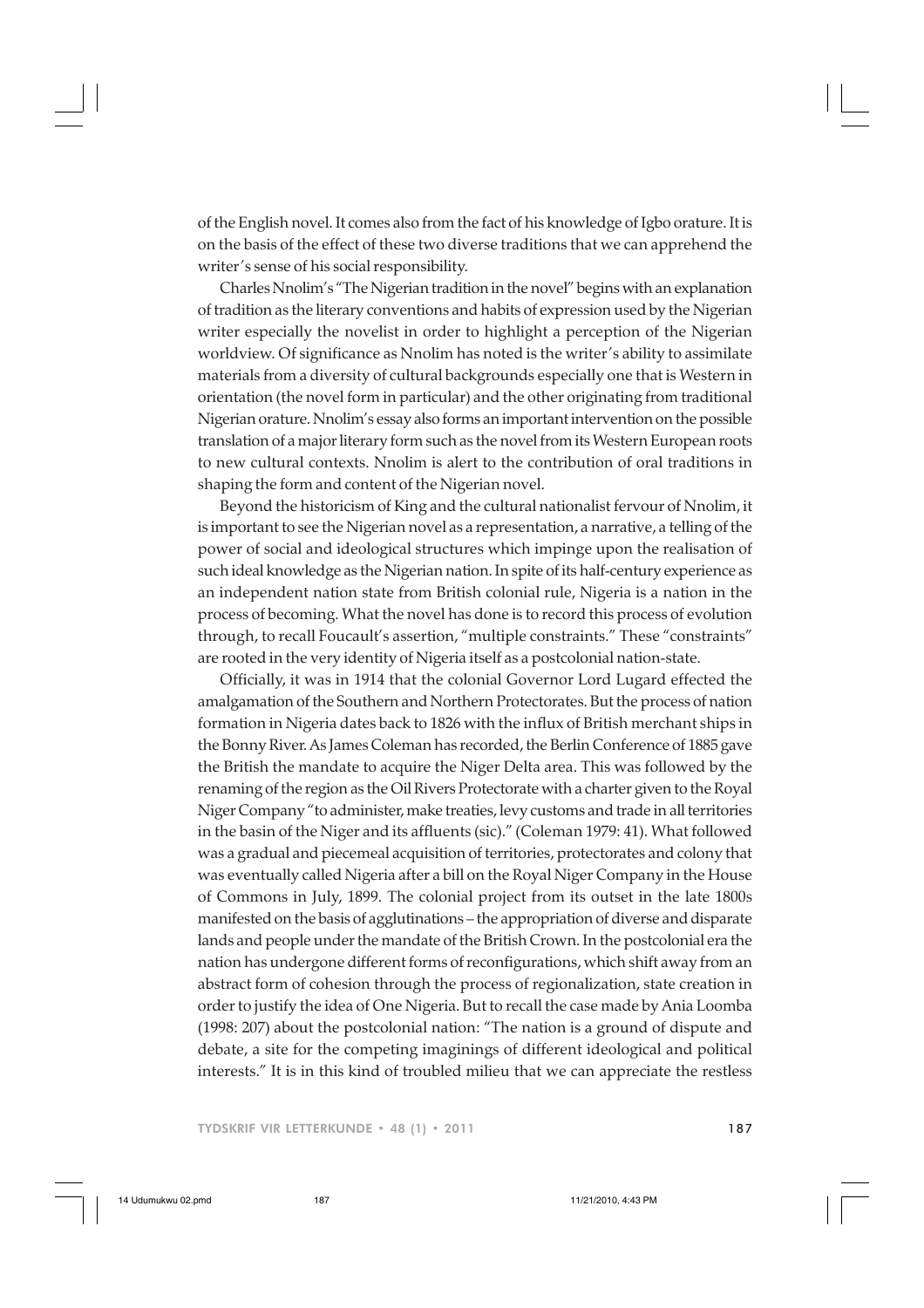of the English novel. It comes also from the fact of his knowledge of Igbo orature. It is on the basis of the effect of these two diverse traditions that we can apprehend the writer's sense of his social responsibility.

Charles Nnolim's "The Nigerian tradition in the novel" begins with an explanation of tradition as the literary conventions and habits of expression used by the Nigerian writer especially the novelist in order to highlight a perception of the Nigerian worldview. Of significance as Nnolim has noted is the writer's ability to assimilate materials from a diversity of cultural backgrounds especially one that is Western in orientation (the novel form in particular) and the other originating from traditional Nigerian orature. Nnolim's essay also forms an important intervention on the possible translation of a major literary form such as the novel from its Western European roots to new cultural contexts. Nnolim is alert to the contribution of oral traditions in shaping the form and content of the Nigerian novel.

Beyond the historicism of King and the cultural nationalist fervour of Nnolim, it is important to see the Nigerian novel as a representation, a narrative, a telling of the power of social and ideological structures which impinge upon the realisation of such ideal knowledge as the Nigerian nation. In spite of its half-century experience as an independent nation state from British colonial rule, Nigeria is a nation in the process of becoming. What the novel has done is to record this process of evolution through, to recall Foucault's assertion, "multiple constraints." These "constraints" are rooted in the very identity of Nigeria itself as a postcolonial nation-state.

Officially, it was in 1914 that the colonial Governor Lord Lugard effected the amalgamation of the Southern and Northern Protectorates. But the process of nation formation in Nigeria dates back to 1826 with the influx of British merchant ships in the Bonny River. As James Coleman has recorded, the Berlin Conference of 1885 gave the British the mandate to acquire the Niger Delta area. This was followed by the renaming of the region as the Oil Rivers Protectorate with a charter given to the Royal Niger Company "to administer, make treaties, levy customs and trade in all territories in the basin of the Niger and its affluents (sic)." (Coleman 1979: 41). What followed was a gradual and piecemeal acquisition of territories, protectorates and colony that was eventually called Nigeria after a bill on the Royal Niger Company in the House of Commons in July, 1899. The colonial project from its outset in the late 1800s manifested on the basis of agglutinations – the appropriation of diverse and disparate lands and people under the mandate of the British Crown. In the postcolonial era the nation has undergone different forms of reconfigurations, which shift away from an abstract form of cohesion through the process of regionalization, state creation in order to justify the idea of One Nigeria. But to recall the case made by Ania Loomba (1998: 207) about the postcolonial nation: "The nation is a ground of dispute and debate, a site for the competing imaginings of different ideological and political interests." It is in this kind of troubled milieu that we can appreciate the restless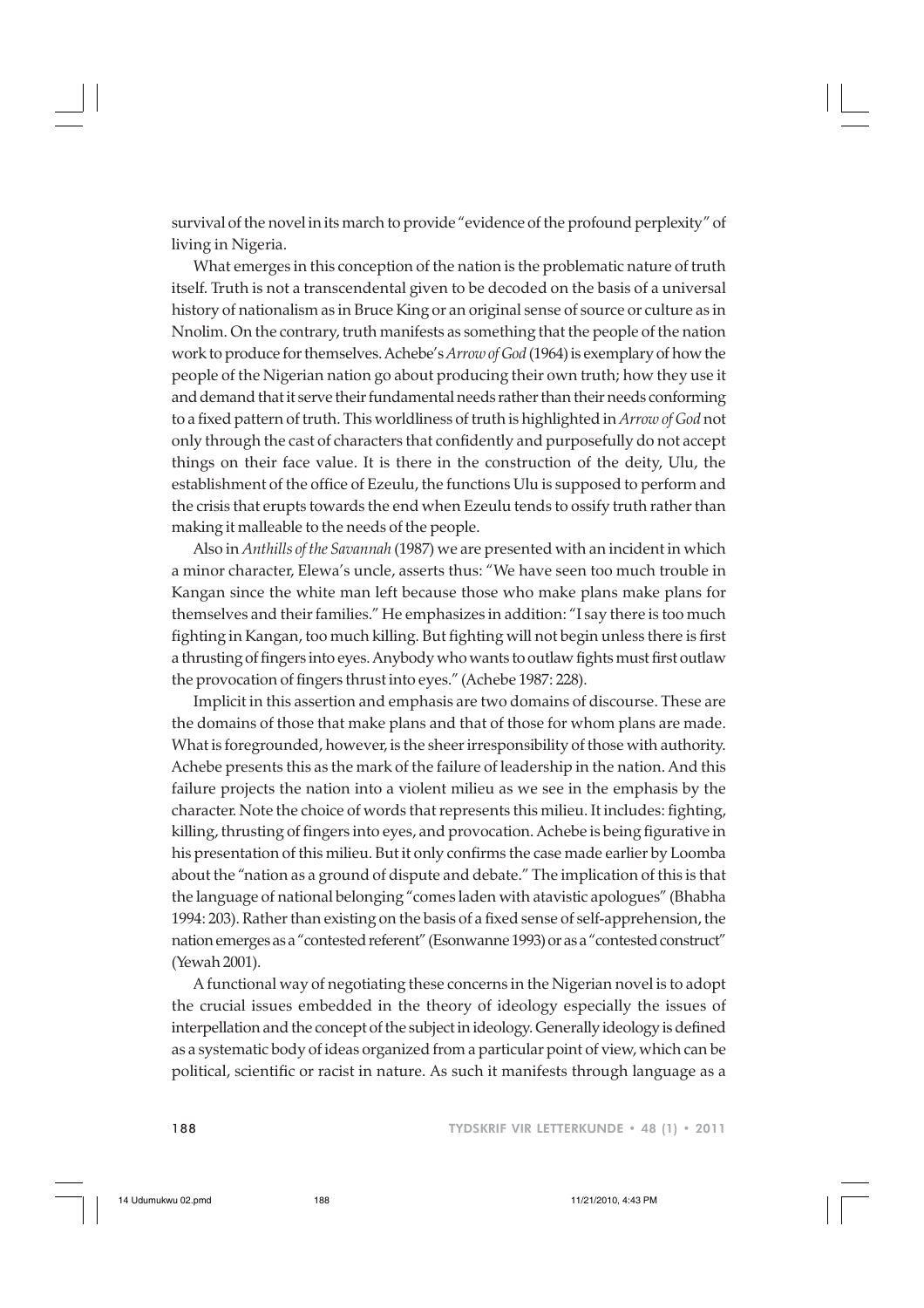survival of the novel in its march to provide "evidence of the profound perplexity" of living in Nigeria.

What emerges in this conception of the nation is the problematic nature of truth itself. Truth is not a transcendental given to be decoded on the basis of a universal history of nationalism as in Bruce King or an original sense of source or culture as in Nnolim. On the contrary, truth manifests as something that the people of the nation work to produce for themselves. Achebe's *Arrow of God* (1964) is exemplary of how the people of the Nigerian nation go about producing their own truth; how they use it and demand that it serve their fundamental needs rather than their needs conforming to a fixed pattern of truth. This worldliness of truth is highlighted in *Arrow of God* not only through the cast of characters that confidently and purposefully do not accept things on their face value. It is there in the construction of the deity, Ulu, the establishment of the office of Ezeulu, the functions Ulu is supposed to perform and the crisis that erupts towards the end when Ezeulu tends to ossify truth rather than making it malleable to the needs of the people.

Also in *Anthills of the Savannah* (1987) we are presented with an incident in which a minor character, Elewa's uncle, asserts thus: "We have seen too much trouble in Kangan since the white man left because those who make plans make plans for themselves and their families." He emphasizes in addition: "I say there is too much fighting in Kangan, too much killing. But fighting will not begin unless there is first a thrusting of fingers into eyes. Anybody who wants to outlaw fights must first outlaw the provocation of fingers thrust into eyes." (Achebe 1987: 228).

Implicit in this assertion and emphasis are two domains of discourse. These are the domains of those that make plans and that of those for whom plans are made. What is foregrounded, however, is the sheer irresponsibility of those with authority. Achebe presents this as the mark of the failure of leadership in the nation. And this failure projects the nation into a violent milieu as we see in the emphasis by the character. Note the choice of words that represents this milieu. It includes: fighting, killing, thrusting of fingers into eyes, and provocation. Achebe is being figurative in his presentation of this milieu. But it only confirms the case made earlier by Loomba about the "nation as a ground of dispute and debate." The implication of this is that the language of national belonging "comes laden with atavistic apologues" (Bhabha 1994: 203). Rather than existing on the basis of a fixed sense of self-apprehension, the nation emerges as a "contested referent" (Esonwanne 1993) or as a "contested construct" (Yewah 2001).

A functional way of negotiating these concerns in the Nigerian novel is to adopt the crucial issues embedded in the theory of ideology especially the issues of interpellation and the concept of the subject in ideology. Generally ideology is defined as a systematic body of ideas organized from a particular point of view, which can be political, scientific or racist in nature. As such it manifests through language as a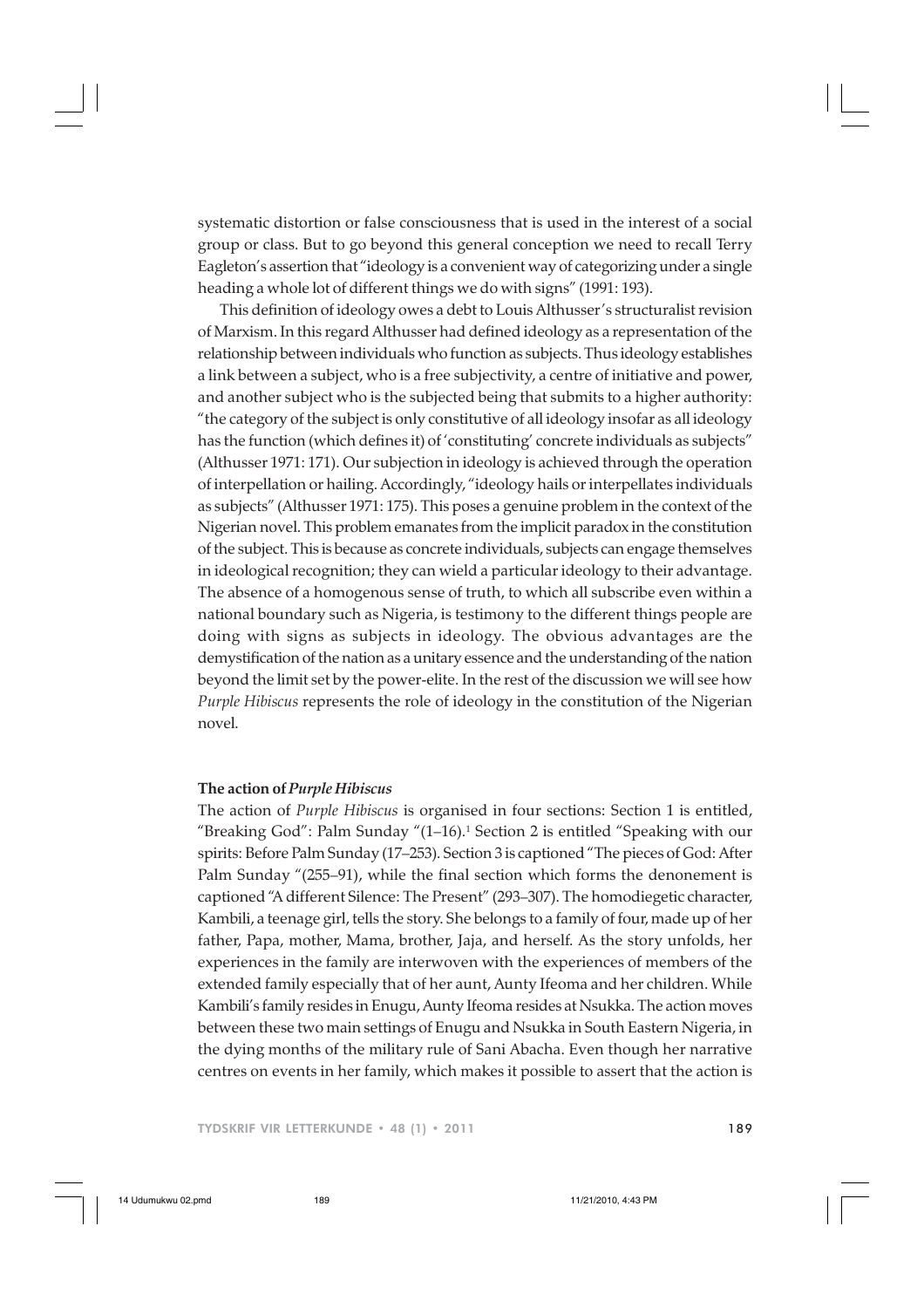systematic distortion or false consciousness that is used in the interest of a social group or class. But to go beyond this general conception we need to recall Terry Eagleton's assertion that "ideology is a convenient way of categorizing under a single heading a whole lot of different things we do with signs" (1991: 193).

This definition of ideology owes a debt to Louis Althusser's structuralist revision of Marxism. In this regard Althusser had defined ideology as a representation of the relationship between individuals who function as subjects. Thus ideology establishes a link between a subject, who is a free subjectivity, a centre of initiative and power, and another subject who is the subjected being that submits to a higher authority: "the category of the subject is only constitutive of all ideology insofar as all ideology has the function (which defines it) of 'constituting' concrete individuals as subjects" (Althusser 1971: 171). Our subjection in ideology is achieved through the operation of interpellation or hailing. Accordingly, "ideology hails or interpellates individuals as subjects" (Althusser 1971: 175). This poses a genuine problem in the context of the Nigerian novel. This problem emanates from the implicit paradox in the constitution of the subject. This is because as concrete individuals, subjects can engage themselves in ideological recognition; they can wield a particular ideology to their advantage. The absence of a homogenous sense of truth, to which all subscribe even within a national boundary such as Nigeria, is testimony to the different things people are doing with signs as subjects in ideology. The obvious advantages are the demystification of the nation as a unitary essence and the understanding of the nation beyond the limit set by the power-elite. In the rest of the discussion we will see how *Purple Hibiscus* represents the role of ideology in the constitution of the Nigerian novel.

**The action of *Purple Hibiscus***

The action of *Purple Hibiscus* is organised in four sections: Section 1 is entitled, "Breaking God": Palm Sunday "(1–16).[1] Section 2 is entitled "Speaking with our spirits: Before Palm Sunday (17–253). Section 3 is captioned "The pieces of God: After Palm Sunday "(255–91), while the final section which forms the denonement is captioned "A different Silence: The Present" (293–307). The homodiegetic character, Kambili, a teenage girl, tells the story. She belongs to a family of four, made up of her father, Papa, mother, Mama, brother, Jaja, and herself. As the story unfolds, her experiences in the family are interwoven with the experiences of members of the extended family especially that of her aunt, Aunty Ifeoma and her children. While Kambili's family resides in Enugu, Aunty Ifeoma resides at Nsukka. The action moves between these two main settings of Enugu and Nsukka in South Eastern Nigeria, in the dying months of the military rule of Sani Abacha. Even though her narrative centres on events in her family, which makes it possible to assert that the action is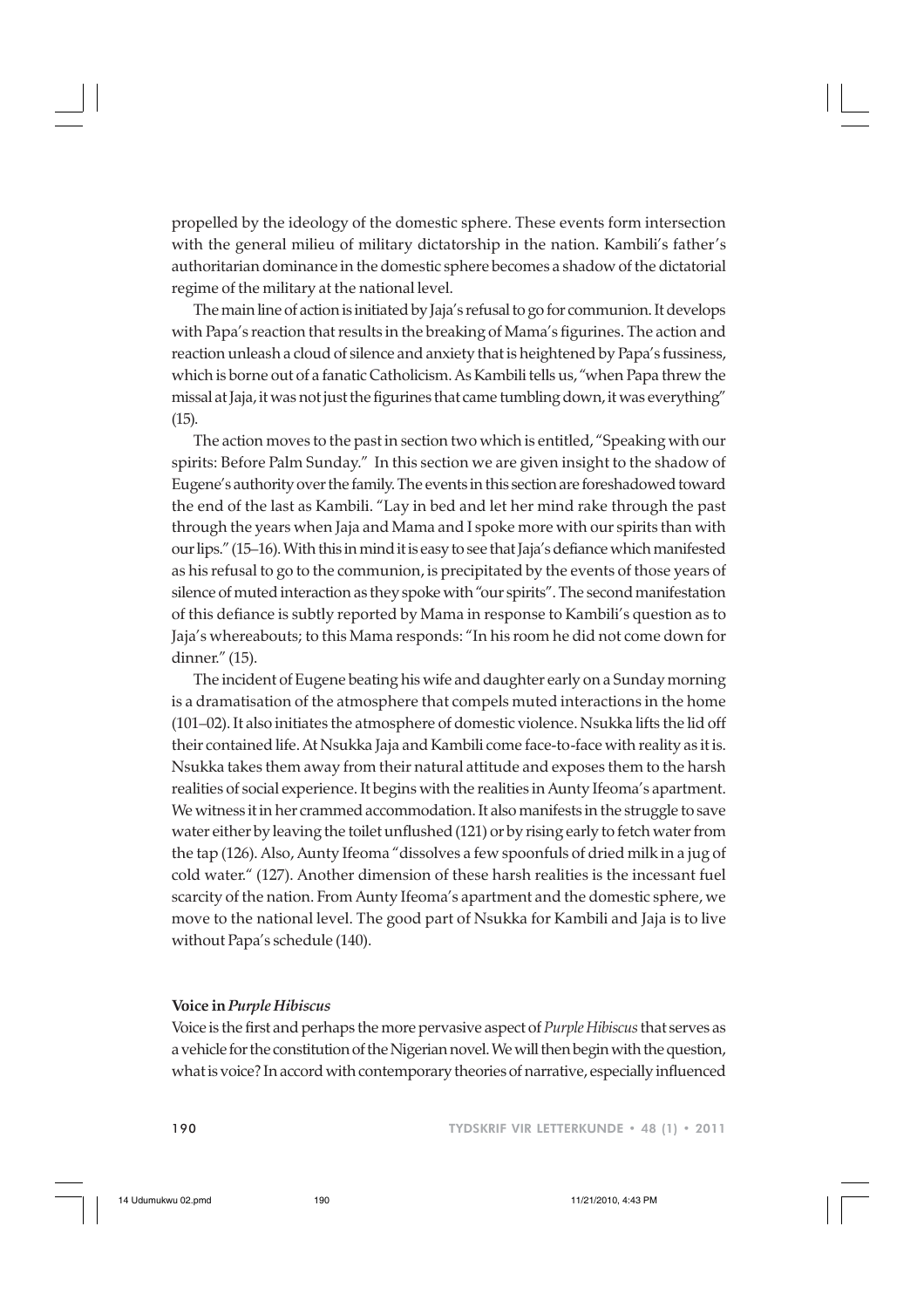propelled by the ideology of the domestic sphere. These events form intersection with the general milieu of military dictatorship in the nation. Kambili's father's authoritarian dominance in the domestic sphere becomes a shadow of the dictatorial regime of the military at the national level.

The main line of action is initiated by Jaja's refusal to go for communion. It develops with Papa's reaction that results in the breaking of Mama's figurines. The action and reaction unleash a cloud of silence and anxiety that is heightened by Papa's fussiness, which is borne out of a fanatic Catholicism. As Kambili tells us, "when Papa threw the missal at Jaja, it was not just the figurines that came tumbling down, it was everything" (15).

The action moves to the past in section two which is entitled, "Speaking with our spirits: Before Palm Sunday." In this section we are given insight to the shadow of Eugene's authority over the family. The events in this section are foreshadowed toward the end of the last as Kambili. "Lay in bed and let her mind rake through the past through the years when Jaja and Mama and I spoke more with our spirits than with our lips." (15–16). With this in mind it is easy to see that Jaja's defiance which manifested as his refusal to go to the communion, is precipitated by the events of those years of silence of muted interaction as they spoke with "our spirits". The second manifestation of this defiance is subtly reported by Mama in response to Kambili's question as to Jaja's whereabouts; to this Mama responds: "In his room he did not come down for dinner." (15).

The incident of Eugene beating his wife and daughter early on a Sunday morning is a dramatisation of the atmosphere that compels muted interactions in the home (101–02). It also initiates the atmosphere of domestic violence. Nsukka lifts the lid off their contained life. At Nsukka Jaja and Kambili come face-to-face with reality as it is. Nsukka takes them away from their natural attitude and exposes them to the harsh realities of social experience. It begins with the realities in Aunty Ifeoma's apartment. We witness it in her crammed accommodation. It also manifests in the struggle to save water either by leaving the toilet unflushed (121) or by rising early to fetch water from the tap (126). Also, Aunty Ifeoma "dissolves a few spoonfuls of dried milk in a jug of cold water." (127). Another dimension of these harsh realities is the incessant fuel scarcity of the nation. From Aunty Ifeoma's apartment and the domestic sphere, we move to the national level. The good part of Nsukka for Kambili and Jaja is to live without Papa's schedule (140).

### Voice in *Purple Hibiscus*

Voice is the first and perhaps the more pervasive aspect of *Purple Hibiscus* that serves as a vehicle for the constitution of the Nigerian novel. We will then begin with the question, what is voice? In accord with contemporary theories of narrative, especially influenced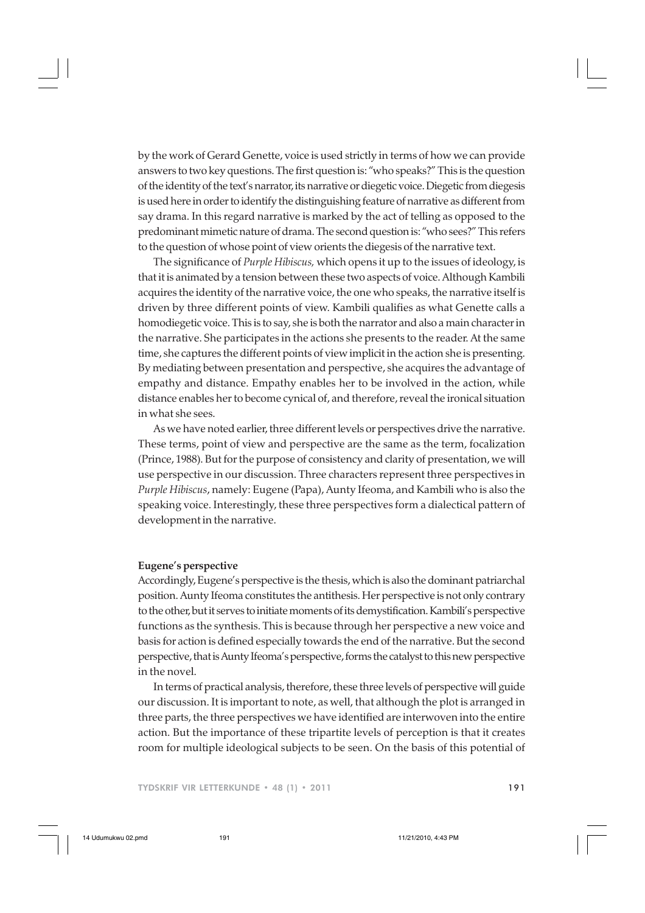by the work of Gerard Genette, voice is used strictly in terms of how we can provide answers to two key questions. The first question is: "who speaks?" This is the question of the identity of the text's narrator, its narrative or diegetic voice. Diegetic from diegesis is used here in order to identify the distinguishing feature of narrative as different from say drama. In this regard narrative is marked by the act of telling as opposed to the predominant mimetic nature of drama. The second question is: "who sees?" This refers to the question of whose point of view orients the diegesis of the narrative text.

The significance of *Purple Hibiscus,* which opens it up to the issues of ideology, is that it is animated by a tension between these two aspects of voice. Although Kambili acquires the identity of the narrative voice, the one who speaks, the narrative itself is driven by three different points of view. Kambili qualifies as what Genette calls a homodiegetic voice. This is to say, she is both the narrator and also a main character in the narrative. She participates in the actions she presents to the reader. At the same time, she captures the different points of view implicit in the action she is presenting. By mediating between presentation and perspective, she acquires the advantage of empathy and distance. Empathy enables her to be involved in the action, while distance enables her to become cynical of, and therefore, reveal the ironical situation in what she sees.

As we have noted earlier, three different levels or perspectives drive the narrative. These terms, point of view and perspective are the same as the term, focalization (Prince, 1988). But for the purpose of consistency and clarity of presentation, we will use perspective in our discussion. Three characters represent three perspectives in *Purple Hibiscus*, namely: Eugene (Papa), Aunty Ifeoma, and Kambili who is also the speaking voice. Interestingly, these three perspectives form a dialectical pattern of development in the narrative.

**Eugene's perspective**

Accordingly, Eugene's perspective is the thesis, which is also the dominant patriarchal position. Aunty Ifeoma constitutes the antithesis. Her perspective is not only contrary to the other, but it serves to initiate moments of its demystification. Kambili's perspective functions as the synthesis. This is because through her perspective a new voice and basis for action is defined especially towards the end of the narrative. But the second perspective, that is Aunty Ifeoma's perspective, forms the catalyst to this new perspective in the novel.

In terms of practical analysis, therefore, these three levels of perspective will guide our discussion. It is important to note, as well, that although the plot is arranged in three parts, the three perspectives we have identified are interwoven into the entire action. But the importance of these tripartite levels of perception is that it creates room for multiple ideological subjects to be seen. On the basis of this potential of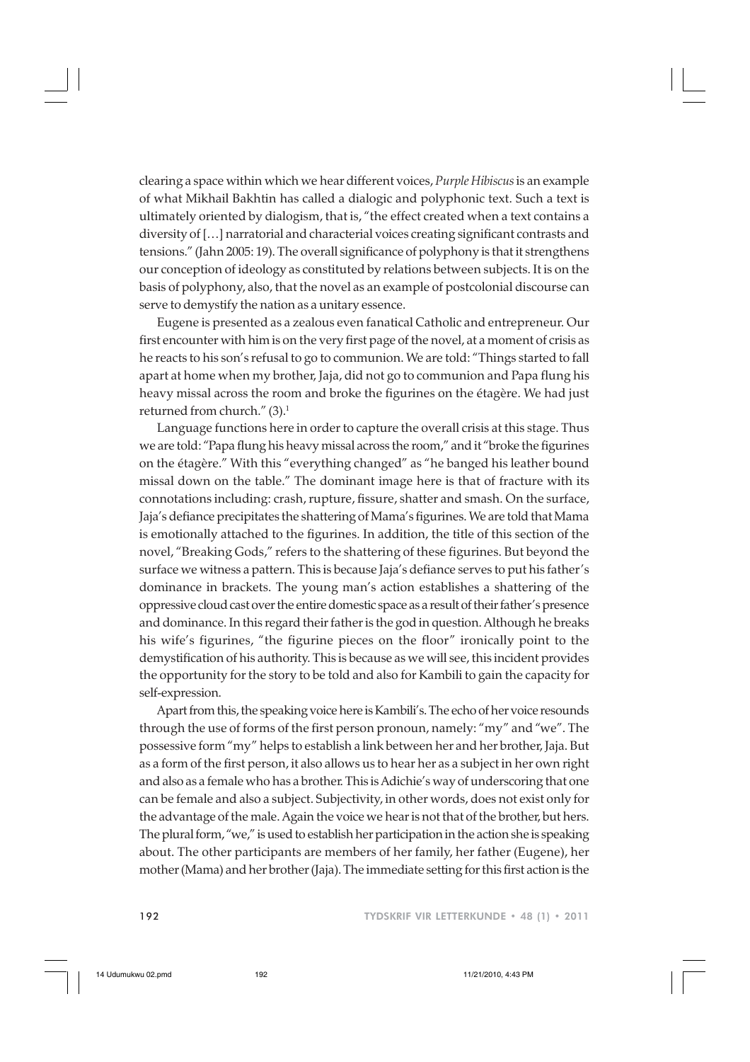clearing a space within which we hear different voices, *Purple Hibiscus* is an example of what Mikhail Bakhtin has called a dialogic and polyphonic text. Such a text is ultimately oriented by dialogism, that is, "the effect created when a text contains a diversity of […] narratorial and characterial voices creating significant contrasts and tensions." (Jahn 2005: 19). The overall significance of polyphony is that it strengthens our conception of ideology as constituted by relations between subjects. It is on the basis of polyphony, also, that the novel as an example of postcolonial discourse can serve to demystify the nation as a unitary essence.

Eugene is presented as a zealous even fanatical Catholic and entrepreneur. Our first encounter with him is on the very first page of the novel, at a moment of crisis as he reacts to his son's refusal to go to communion. We are told: "Things started to fall apart at home when my brother, Jaja, did not go to communion and Papa flung his heavy missal across the room and broke the figurines on the étagère. We had just returned from church." (3).[1]

Language functions here in order to capture the overall crisis at this stage. Thus we are told: "Papa flung his heavy missal across the room," and it "broke the figurines on the étagère." With this "everything changed" as "he banged his leather bound missal down on the table." The dominant image here is that of fracture with its connotations including: crash, rupture, fissure, shatter and smash. On the surface, Jaja's defiance precipitates the shattering of Mama's figurines. We are told that Mama is emotionally attached to the figurines. In addition, the title of this section of the novel, "Breaking Gods," refers to the shattering of these figurines. But beyond the surface we witness a pattern. This is because Jaja's defiance serves to put his father's dominance in brackets. The young man's action establishes a shattering of the oppressive cloud cast over the entire domestic space as a result of their father's presence and dominance. In this regard their father is the god in question. Although he breaks his wife's figurines, "the figurine pieces on the floor" ironically point to the demystification of his authority. This is because as we will see, this incident provides the opportunity for the story to be told and also for Kambili to gain the capacity for self-expression.

Apart from this, the speaking voice here is Kambili's. The echo of her voice resounds through the use of forms of the first person pronoun, namely: "my" and "we". The possessive form "my" helps to establish a link between her and her brother, Jaja. But as a form of the first person, it also allows us to hear her as a subject in her own right and also as a female who has a brother. This is Adichie's way of underscoring that one can be female and also a subject. Subjectivity, in other words, does not exist only for the advantage of the male. Again the voice we hear is not that of the brother, but hers. The plural form, "we," is used to establish her participation in the action she is speaking about. The other participants are members of her family, her father (Eugene), her mother (Mama) and her brother (Jaja). The immediate setting for this first action is the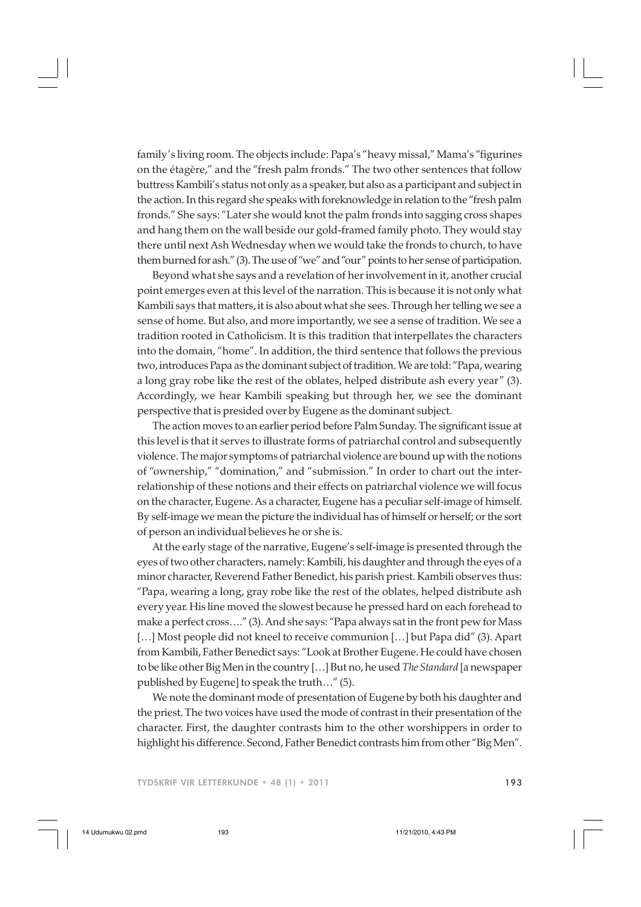family's living room. The objects include: Papa's "heavy missal," Mama's "figurines on the étagère," and the "fresh palm fronds." The two other sentences that follow buttress Kambili's status not only as a speaker, but also as a participant and subject in the action. In this regard she speaks with foreknowledge in relation to the "fresh palm fronds." She says: "Later she would knot the palm fronds into sagging cross shapes and hang them on the wall beside our gold-framed family photo. They would stay there until next Ash Wednesday when we would take the fronds to church, to have them burned for ash." (3). The use of "we" and "our" points to her sense of participation.

Beyond what she says and a revelation of her involvement in it, another crucial point emerges even at this level of the narration. This is because it is not only what Kambili says that matters, it is also about what she sees. Through her telling we see a sense of home. But also, and more importantly, we see a sense of tradition. We see a tradition rooted in Catholicism. It is this tradition that interpellates the characters into the domain, "home". In addition, the third sentence that follows the previous two, introduces Papa as the dominant subject of tradition. We are told: "Papa, wearing a long gray robe like the rest of the oblates, helped distribute ash every year" (3). Accordingly, we hear Kambili speaking but through her, we see the dominant perspective that is presided over by Eugene as the dominant subject.

The action moves to an earlier period before Palm Sunday. The significant issue at this level is that it serves to illustrate forms of patriarchal control and subsequently violence. The major symptoms of patriarchal violence are bound up with the notions of "ownership," "domination," and "submission." In order to chart out the interrelationship of these notions and their effects on patriarchal violence we will focus on the character, Eugene. As a character, Eugene has a peculiar self-image of himself. By self-image we mean the picture the individual has of himself or herself; or the sort of person an individual believes he or she is.

At the early stage of the narrative, Eugene's self-image is presented through the eyes of two other characters, namely: Kambili, his daughter and through the eyes of a minor character, Reverend Father Benedict, his parish priest. Kambili observes thus: "Papa, wearing a long, gray robe like the rest of the oblates, helped distribute ash every year. His line moved the slowest because he pressed hard on each forehead to make a perfect cross…." (3). And she says: "Papa always sat in the front pew for Mass […] Most people did not kneel to receive communion […] but Papa did" (3). Apart from Kambili, Father Benedict says: "Look at Brother Eugene. He could have chosen to be like other Big Men in the country […] But no, he used *The Standard* [a newspaper published by Eugene] to speak the truth…" (5).

We note the dominant mode of presentation of Eugene by both his daughter and the priest. The two voices have used the mode of contrast in their presentation of the character. First, the daughter contrasts him to the other worshippers in order to highlight his difference. Second, Father Benedict contrasts him from other "Big Men".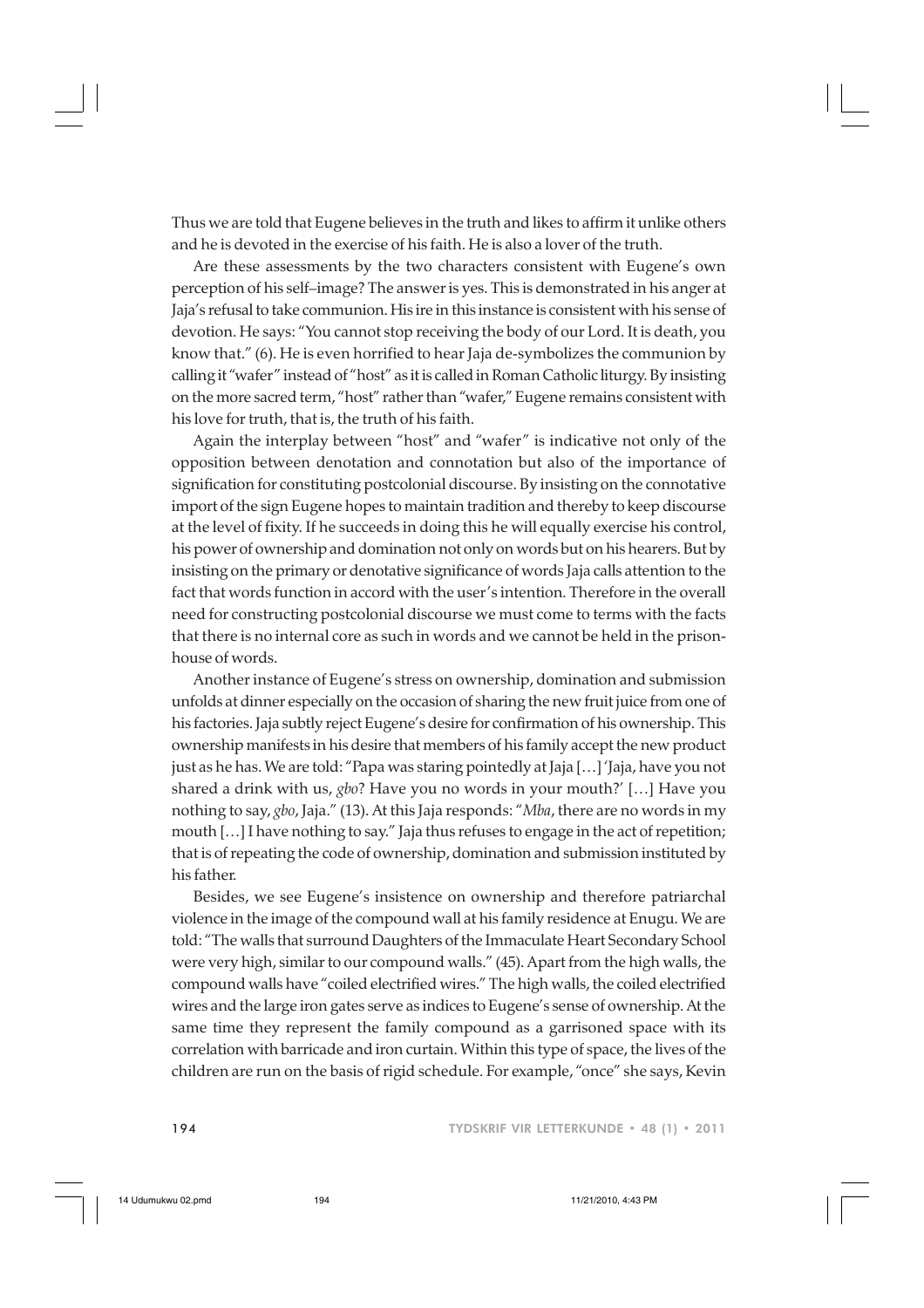Thus we are told that Eugene believes in the truth and likes to affirm it unlike others and he is devoted in the exercise of his faith. He is also a lover of the truth.

Are these assessments by the two characters consistent with Eugene's own perception of his self–image? The answer is yes. This is demonstrated in his anger at Jaja's refusal to take communion. His ire in this instance is consistent with his sense of devotion. He says: "You cannot stop receiving the body of our Lord. It is death, you know that." (6). He is even horrified to hear Jaja de-symbolizes the communion by calling it "wafer" instead of "host" as it is called in Roman Catholic liturgy. By insisting on the more sacred term, "host" rather than "wafer," Eugene remains consistent with his love for truth, that is, the truth of his faith.

Again the interplay between "host" and "wafer" is indicative not only of the opposition between denotation and connotation but also of the importance of signification for constituting postcolonial discourse. By insisting on the connotative import of the sign Eugene hopes to maintain tradition and thereby to keep discourse at the level of fixity. If he succeeds in doing this he will equally exercise his control, his power of ownership and domination not only on words but on his hearers. But by insisting on the primary or denotative significance of words Jaja calls attention to the fact that words function in accord with the user's intention. Therefore in the overall need for constructing postcolonial discourse we must come to terms with the facts that there is no internal core as such in words and we cannot be held in the prison-house of words.

Another instance of Eugene's stress on ownership, domination and submission unfolds at dinner especially on the occasion of sharing the new fruit juice from one of his factories. Jaja subtly reject Eugene's desire for confirmation of his ownership. This ownership manifests in his desire that members of his family accept the new product just as he has. We are told: "Papa was staring pointedly at Jaja […] 'Jaja, have you not shared a drink with us, *gbo*? Have you no words in your mouth?' […] Have you nothing to say, *gbo*, Jaja." (13). At this Jaja responds: "*Mba*, there are no words in my mouth […] I have nothing to say." Jaja thus refuses to engage in the act of repetition; that is of repeating the code of ownership, domination and submission instituted by his father.

Besides, we see Eugene's insistence on ownership and therefore patriarchal violence in the image of the compound wall at his family residence at Enugu. We are told: "The walls that surround Daughters of the Immaculate Heart Secondary School were very high, similar to our compound walls." (45). Apart from the high walls, the compound walls have "coiled electrified wires." The high walls, the coiled electrified wires and the large iron gates serve as indices to Eugene's sense of ownership. At the same time they represent the family compound as a garrisoned space with its correlation with barricade and iron curtain. Within this type of space, the lives of the children are run on the basis of rigid schedule. For example, "once" she says, Kevin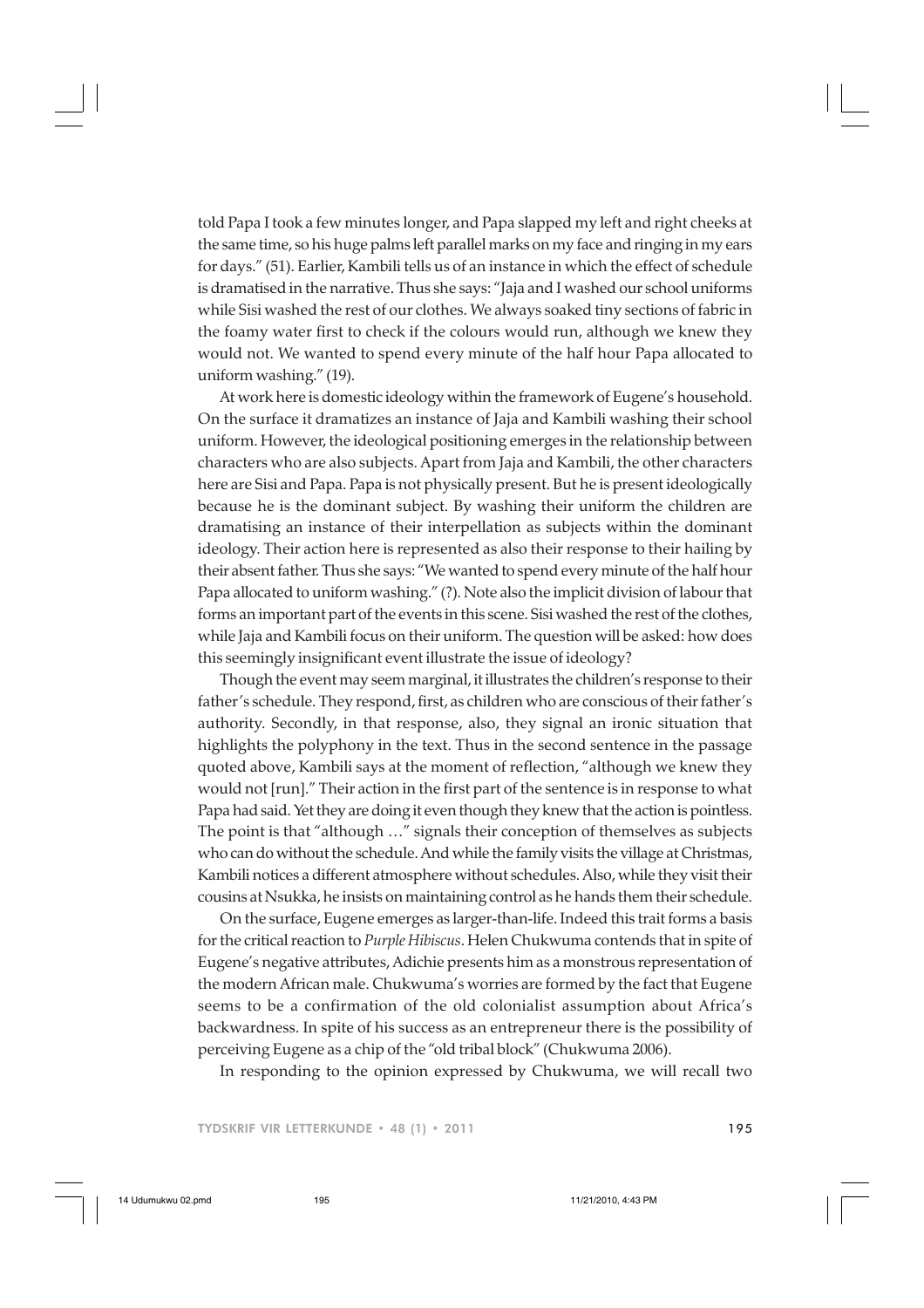told Papa I took a few minutes longer, and Papa slapped my left and right cheeks at the same time, so his huge palms left parallel marks on my face and ringing in my ears for days." (51). Earlier, Kambili tells us of an instance in which the effect of schedule is dramatised in the narrative. Thus she says: "Jaja and I washed our school uniforms while Sisi washed the rest of our clothes. We always soaked tiny sections of fabric in the foamy water first to check if the colours would run, although we knew they would not. We wanted to spend every minute of the half hour Papa allocated to uniform washing." (19).

At work here is domestic ideology within the framework of Eugene's household. On the surface it dramatizes an instance of Jaja and Kambili washing their school uniform. However, the ideological positioning emerges in the relationship between characters who are also subjects. Apart from Jaja and Kambili, the other characters here are Sisi and Papa. Papa is not physically present. But he is present ideologically because he is the dominant subject. By washing their uniform the children are dramatising an instance of their interpellation as subjects within the dominant ideology. Their action here is represented as also their response to their hailing by their absent father. Thus she says: "We wanted to spend every minute of the half hour Papa allocated to uniform washing." (?). Note also the implicit division of labour that forms an important part of the events in this scene. Sisi washed the rest of the clothes, while Jaja and Kambili focus on their uniform. The question will be asked: how does this seemingly insignificant event illustrate the issue of ideology?

Though the event may seem marginal, it illustrates the children's response to their father's schedule. They respond, first, as children who are conscious of their father's authority. Secondly, in that response, also, they signal an ironic situation that highlights the polyphony in the text. Thus in the second sentence in the passage quoted above, Kambili says at the moment of reflection, "although we knew they would not [run]." Their action in the first part of the sentence is in response to what Papa had said. Yet they are doing it even though they knew that the action is pointless. The point is that "although …" signals their conception of themselves as subjects who can do without the schedule. And while the family visits the village at Christmas, Kambili notices a different atmosphere without schedules. Also, while they visit their cousins at Nsukka, he insists on maintaining control as he hands them their schedule.

On the surface, Eugene emerges as larger-than-life. Indeed this trait forms a basis for the critical reaction to *Purple Hibiscus*. Helen Chukwuma contends that in spite of Eugene's negative attributes, Adichie presents him as a monstrous representation of the modern African male. Chukwuma's worries are formed by the fact that Eugene seems to be a confirmation of the old colonialist assumption about Africa's backwardness. In spite of his success as an entrepreneur there is the possibility of perceiving Eugene as a chip of the "old tribal block" (Chukwuma 2006).

In responding to the opinion expressed by Chukwuma, we will recall two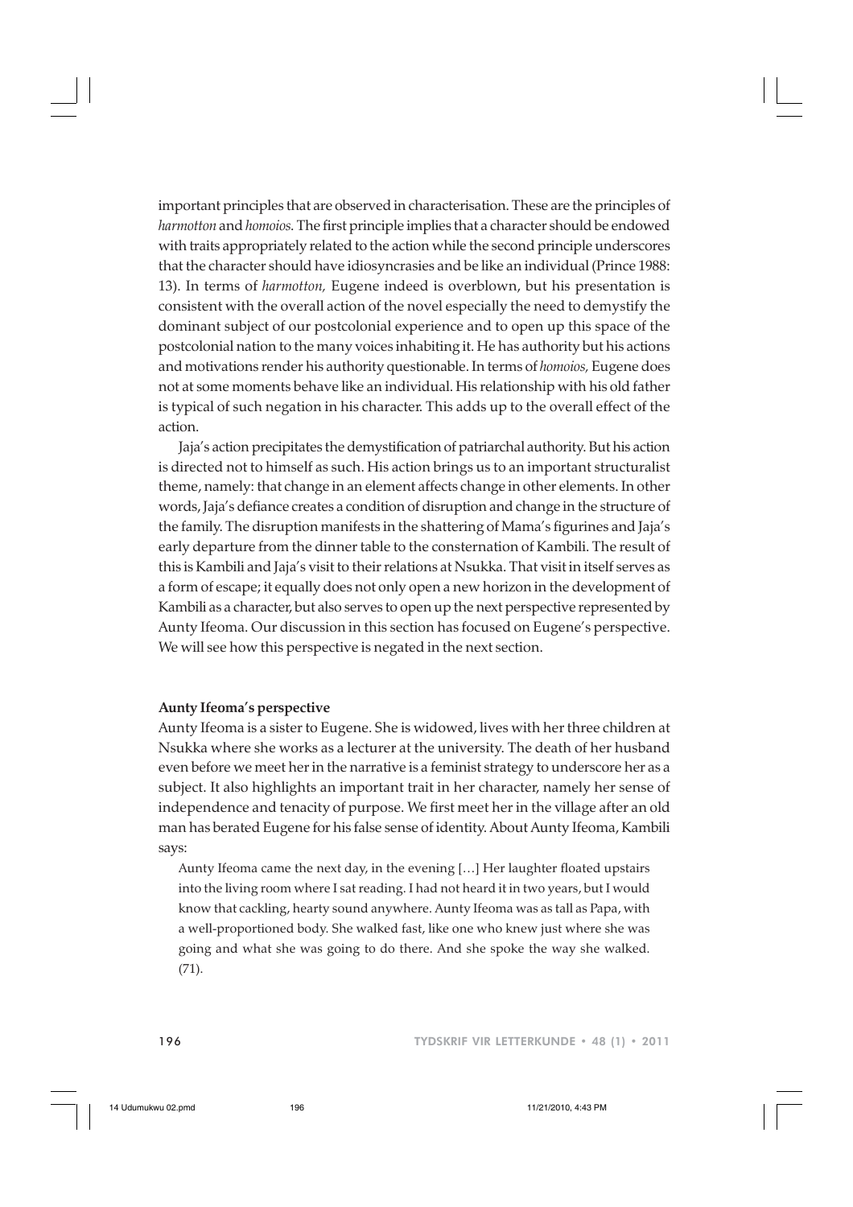important principles that are observed in characterisation. These are the principles of *harmotton* and *homoios*. The first principle implies that a character should be endowed with traits appropriately related to the action while the second principle underscores that the character should have idiosyncrasies and be like an individual (Prince 1988: 13). In terms of *harmotton,* Eugene indeed is overblown, but his presentation is consistent with the overall action of the novel especially the need to demystify the dominant subject of our postcolonial experience and to open up this space of the postcolonial nation to the many voices inhabiting it. He has authority but his actions and motivations render his authority questionable. In terms of *homoios,* Eugene does not at some moments behave like an individual. His relationship with his old father is typical of such negation in his character. This adds up to the overall effect of the action.

Jaja's action precipitates the demystification of patriarchal authority. But his action is directed not to himself as such. His action brings us to an important structuralist theme, namely: that change in an element affects change in other elements. In other words, Jaja's defiance creates a condition of disruption and change in the structure of the family. The disruption manifests in the shattering of Mama's figurines and Jaja's early departure from the dinner table to the consternation of Kambili. The result of this is Kambili and Jaja's visit to their relations at Nsukka. That visit in itself serves as a form of escape; it equally does not only open a new horizon in the development of Kambili as a character, but also serves to open up the next perspective represented by Aunty Ifeoma. Our discussion in this section has focused on Eugene's perspective. We will see how this perspective is negated in the next section.

**Aunty Ifeoma's perspective**

Aunty Ifeoma is a sister to Eugene. She is widowed, lives with her three children at Nsukka where she works as a lecturer at the university. The death of her husband even before we meet her in the narrative is a feminist strategy to underscore her as a subject. It also highlights an important trait in her character, namely her sense of independence and tenacity of purpose. We first meet her in the village after an old man has berated Eugene for his false sense of identity. About Aunty Ifeoma, Kambili says:

> Aunty Ifeoma came the next day, in the evening […] Her laughter floated upstairs into the living room where I sat reading. I had not heard it in two years, but I would know that cackling, hearty sound anywhere. Aunty Ifeoma was as tall as Papa, with a well-proportioned body. She walked fast, like one who knew just where she was going and what she was going to do there. And she spoke the way she walked. (71).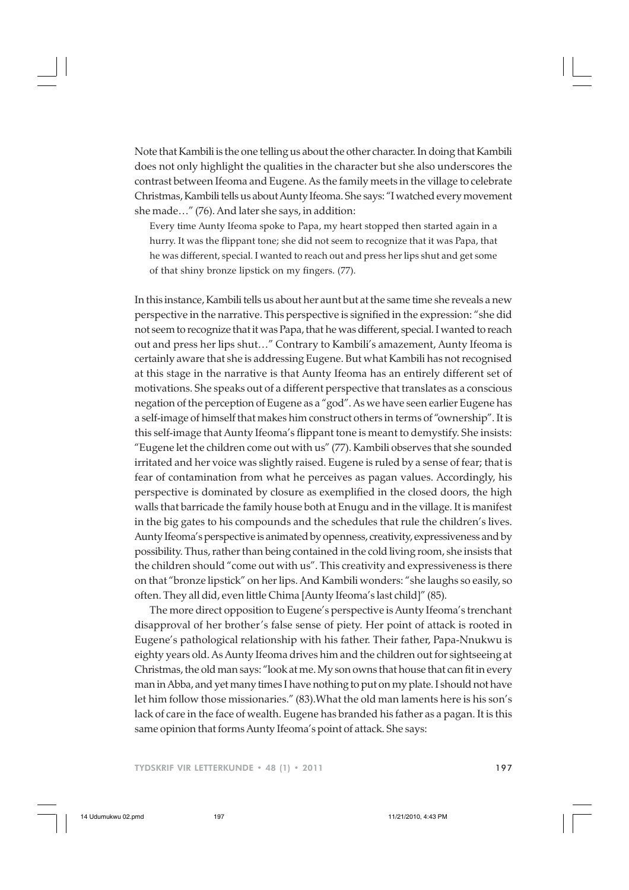Note that Kambili is the one telling us about the other character. In doing that Kambili does not only highlight the qualities in the character but she also underscores the contrast between Ifeoma and Eugene. As the family meets in the village to celebrate Christmas, Kambili tells us about Aunty Ifeoma. She says: "I watched every movement she made…" (76). And later she says, in addition:

> Every time Aunty Ifeoma spoke to Papa, my heart stopped then started again in a hurry. It was the flippant tone; she did not seem to recognize that it was Papa, that he was different, special. I wanted to reach out and press her lips shut and get some of that shiny bronze lipstick on my fingers. (77).

In this instance, Kambili tells us about her aunt but at the same time she reveals a new perspective in the narrative. This perspective is signified in the expression: "she did not seem to recognize that it was Papa, that he was different, special. I wanted to reach out and press her lips shut…" Contrary to Kambili's amazement, Aunty Ifeoma is certainly aware that she is addressing Eugene. But what Kambili has not recognised at this stage in the narrative is that Aunty Ifeoma has an entirely different set of motivations. She speaks out of a different perspective that translates as a conscious negation of the perception of Eugene as a "god". As we have seen earlier Eugene has a self-image of himself that makes him construct others in terms of "ownership". It is this self-image that Aunty Ifeoma's flippant tone is meant to demystify. She insists: "Eugene let the children come out with us" (77). Kambili observes that she sounded irritated and her voice was slightly raised. Eugene is ruled by a sense of fear; that is fear of contamination from what he perceives as pagan values. Accordingly, his perspective is dominated by closure as exemplified in the closed doors, the high walls that barricade the family house both at Enugu and in the village. It is manifest in the big gates to his compounds and the schedules that rule the children's lives. Aunty Ifeoma's perspective is animated by openness, creativity, expressiveness and by possibility. Thus, rather than being contained in the cold living room, she insists that the children should "come out with us". This creativity and expressiveness is there on that "bronze lipstick" on her lips. And Kambili wonders: "she laughs so easily, so often. They all did, even little Chima [Aunty Ifeoma's last child]" (85).

The more direct opposition to Eugene's perspective is Aunty Ifeoma's trenchant disapproval of her brother's false sense of piety. Her point of attack is rooted in Eugene's pathological relationship with his father. Their father, Papa-Nnukwu is eighty years old. As Aunty Ifeoma drives him and the children out for sightseeing at Christmas, the old man says: "look at me. My son owns that house that can fit in every man in Abba, and yet many times I have nothing to put on my plate. I should not have let him follow those missionaries." (83).What the old man laments here is his son's lack of care in the face of wealth. Eugene has branded his father as a pagan. It is this same opinion that forms Aunty Ifeoma's point of attack. She says: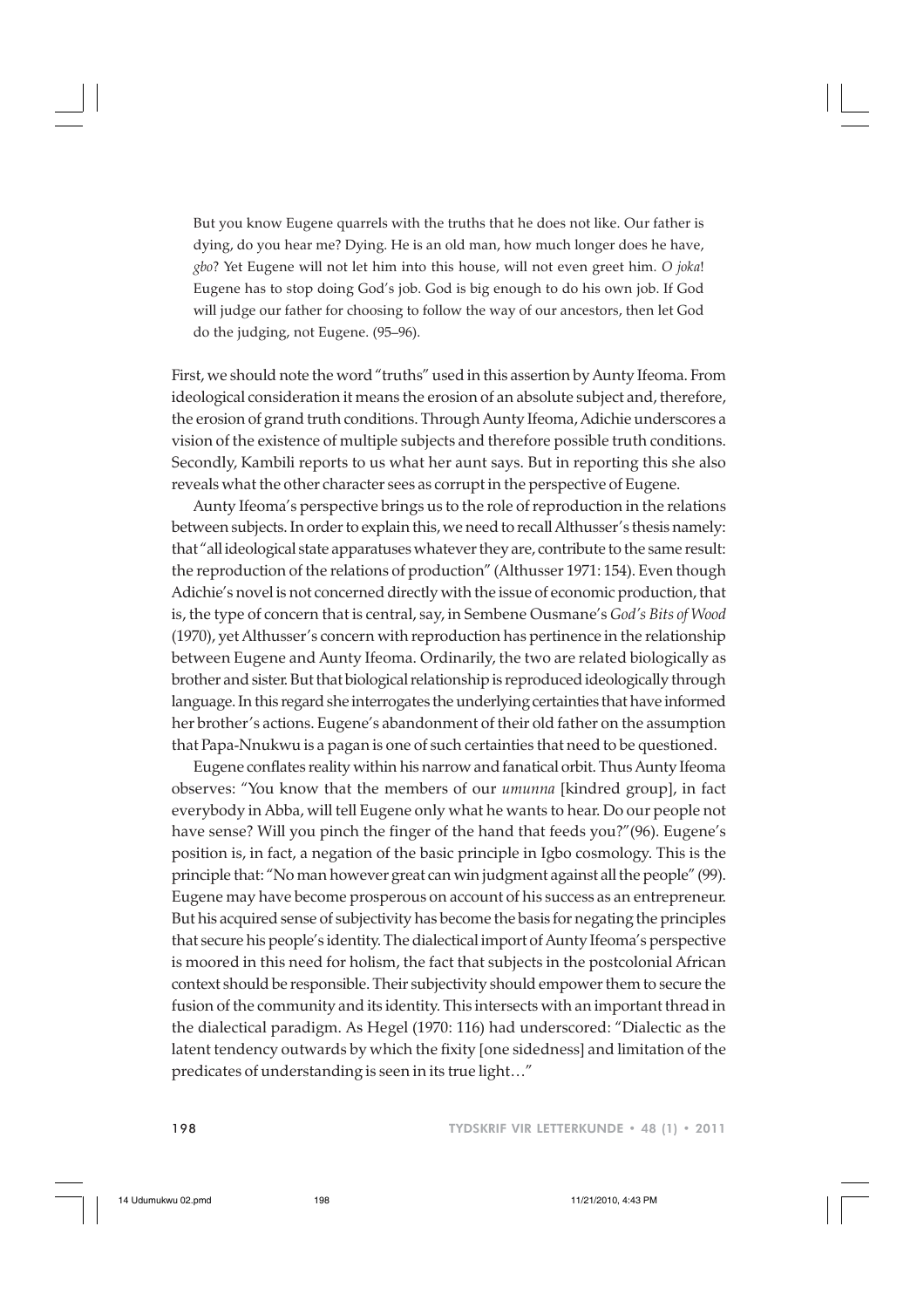> But you know Eugene quarrels with the truths that he does not like. Our father is dying, do you hear me? Dying. He is an old man, how much longer does he have, *gbo*? Yet Eugene will not let him into this house, will not even greet him. *O joka*! Eugene has to stop doing God's job. God is big enough to do his own job. If God will judge our father for choosing to follow the way of our ancestors, then let God do the judging, not Eugene. (95–96).

First, we should note the word "truths" used in this assertion by Aunty Ifeoma. From ideological consideration it means the erosion of an absolute subject and, therefore, the erosion of grand truth conditions. Through Aunty Ifeoma, Adichie underscores a vision of the existence of multiple subjects and therefore possible truth conditions. Secondly, Kambili reports to us what her aunt says. But in reporting this she also reveals what the other character sees as corrupt in the perspective of Eugene.

Aunty Ifeoma's perspective brings us to the role of reproduction in the relations between subjects. In order to explain this, we need to recall Althusser's thesis namely: that "all ideological state apparatuses whatever they are, contribute to the same result: the reproduction of the relations of production" (Althusser 1971: 154). Even though Adichie's novel is not concerned directly with the issue of economic production, that is, the type of concern that is central, say, in Sembene Ousmane's *God's Bits of Wood* (1970), yet Althusser's concern with reproduction has pertinence in the relationship between Eugene and Aunty Ifeoma. Ordinarily, the two are related biologically as brother and sister. But that biological relationship is reproduced ideologically through language. In this regard she interrogates the underlying certainties that have informed her brother's actions. Eugene's abandonment of their old father on the assumption that Papa-Nnukwu is a pagan is one of such certainties that need to be questioned.

Eugene conflates reality within his narrow and fanatical orbit. Thus Aunty Ifeoma observes: "You know that the members of our *umunna* [kindred group], in fact everybody in Abba, will tell Eugene only what he wants to hear. Do our people not have sense? Will you pinch the finger of the hand that feeds you?"(96). Eugene's position is, in fact, a negation of the basic principle in Igbo cosmology. This is the principle that: "No man however great can win judgment against all the people" (99). Eugene may have become prosperous on account of his success as an entrepreneur. But his acquired sense of subjectivity has become the basis for negating the principles that secure his people's identity. The dialectical import of Aunty Ifeoma's perspective is moored in this need for holism, the fact that subjects in the postcolonial African context should be responsible. Their subjectivity should empower them to secure the fusion of the community and its identity. This intersects with an important thread in the dialectical paradigm. As Hegel (1970: 116) had underscored: "Dialectic as the latent tendency outwards by which the fixity [one sidedness] and limitation of the predicates of understanding is seen in its true light…"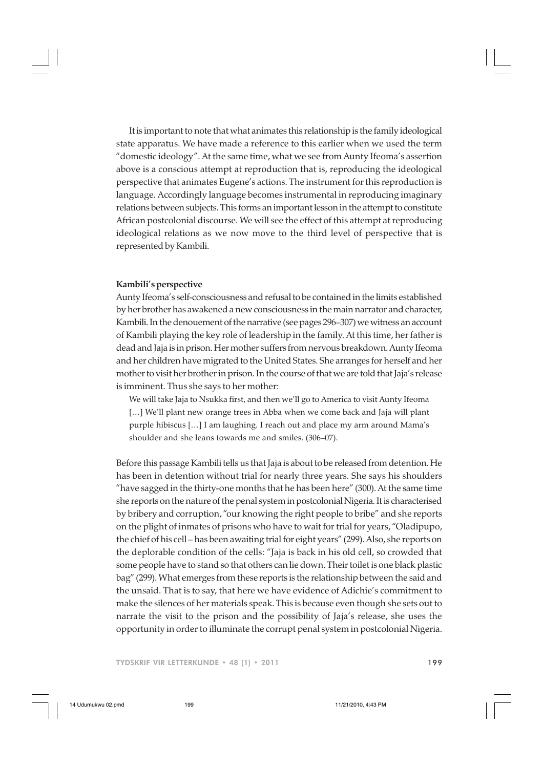It is important to note that what animates this relationship is the family ideological state apparatus. We have made a reference to this earlier when we used the term "domestic ideology". At the same time, what we see from Aunty Ifeoma's assertion above is a conscious attempt at reproduction that is, reproducing the ideological perspective that animates Eugene's actions. The instrument for this reproduction is language. Accordingly language becomes instrumental in reproducing imaginary relations between subjects. This forms an important lesson in the attempt to constitute African postcolonial discourse. We will see the effect of this attempt at reproducing ideological relations as we now move to the third level of perspective that is represented by Kambili.

**Kambili's perspective**

Aunty Ifeoma's self-consciousness and refusal to be contained in the limits established by her brother has awakened a new consciousness in the main narrator and character, Kambili. In the denouement of the narrative (see pages 296–307) we witness an account of Kambili playing the key role of leadership in the family. At this time, her father is dead and Jaja is in prison. Her mother suffers from nervous breakdown. Aunty Ifeoma and her children have migrated to the United States. She arranges for herself and her mother to visit her brother in prison. In the course of that we are told that Jaja's release is imminent. Thus she says to her mother:

> We will take Jaja to Nsukka first, and then we'll go to America to visit Aunty Ifeoma […] We'll plant new orange trees in Abba when we come back and Jaja will plant purple hibiscus […] I am laughing. I reach out and place my arm around Mama's shoulder and she leans towards me and smiles. (306–07).

Before this passage Kambili tells us that Jaja is about to be released from detention. He has been in detention without trial for nearly three years. She says his shoulders "have sagged in the thirty-one months that he has been here" (300). At the same time she reports on the nature of the penal system in postcolonial Nigeria. It is characterised by bribery and corruption, "our knowing the right people to bribe" and she reports on the plight of inmates of prisons who have to wait for trial for years, "Oladipupo, the chief of his cell – has been awaiting trial for eight years" (299). Also, she reports on the deplorable condition of the cells: "Jaja is back in his old cell, so crowded that some people have to stand so that others can lie down. Their toilet is one black plastic bag" (299). What emerges from these reports is the relationship between the said and the unsaid. That is to say, that here we have evidence of Adichie's commitment to make the silences of her materials speak. This is because even though she sets out to narrate the visit to the prison and the possibility of Jaja's release, she uses the opportunity in order to illuminate the corrupt penal system in postcolonial Nigeria.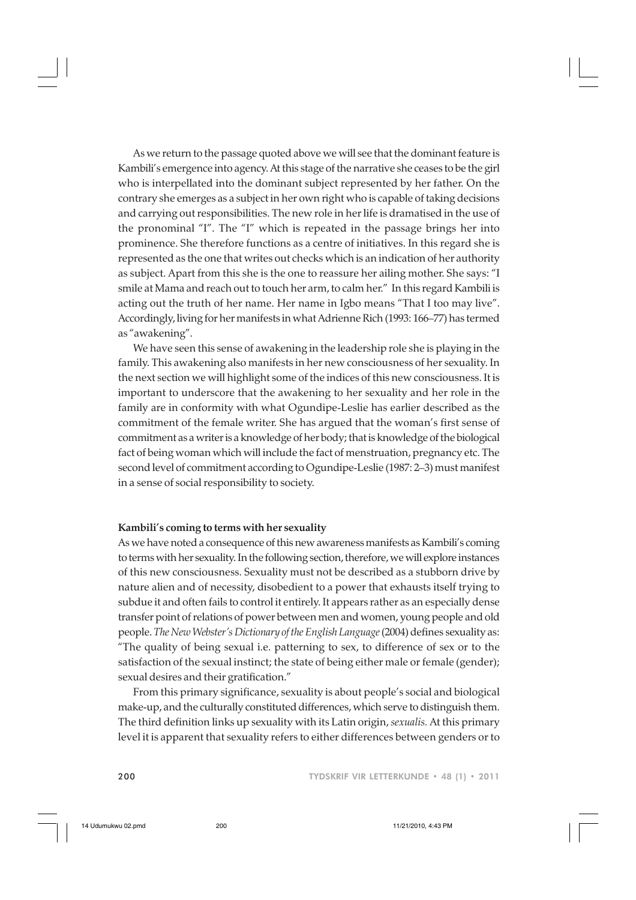As we return to the passage quoted above we will see that the dominant feature is Kambili's emergence into agency. At this stage of the narrative she ceases to be the girl who is interpellated into the dominant subject represented by her father. On the contrary she emerges as a subject in her own right who is capable of taking decisions and carrying out responsibilities. The new role in her life is dramatised in the use of the pronominal "I". The "I" which is repeated in the passage brings her into prominence. She therefore functions as a centre of initiatives. In this regard she is represented as the one that writes out checks which is an indication of her authority as subject. Apart from this she is the one to reassure her ailing mother. She says: "I smile at Mama and reach out to touch her arm, to calm her." In this regard Kambili is acting out the truth of her name. Her name in Igbo means "That I too may live". Accordingly, living for her manifests in what Adrienne Rich (1993: 166–77) has termed as "awakening".

We have seen this sense of awakening in the leadership role she is playing in the family. This awakening also manifests in her new consciousness of her sexuality. In the next section we will highlight some of the indices of this new consciousness. It is important to underscore that the awakening to her sexuality and her role in the family are in conformity with what Ogundipe-Leslie has earlier described as the commitment of the female writer. She has argued that the woman's first sense of commitment as a writer is a knowledge of her body; that is knowledge of the biological fact of being woman which will include the fact of menstruation, pregnancy etc. The second level of commitment according to Ogundipe-Leslie (1987: 2–3) must manifest in a sense of social responsibility to society.

**Kambili's coming to terms with her sexuality**

As we have noted a consequence of this new awareness manifests as Kambili's coming to terms with her sexuality. In the following section, therefore, we will explore instances of this new consciousness. Sexuality must not be described as a stubborn drive by nature alien and of necessity, disobedient to a power that exhausts itself trying to subdue it and often fails to control it entirely. It appears rather as an especially dense transfer point of relations of power between men and women, young people and old people. *The New Webster's Dictionary of the English Language* (2004) defines sexuality as: "The quality of being sexual i.e. patterning to sex, to difference of sex or to the satisfaction of the sexual instinct; the state of being either male or female (gender); sexual desires and their gratification."

From this primary significance, sexuality is about people's social and biological make-up, and the culturally constituted differences, which serve to distinguish them. The third definition links up sexuality with its Latin origin, *sexualis.* At this primary level it is apparent that sexuality refers to either differences between genders or to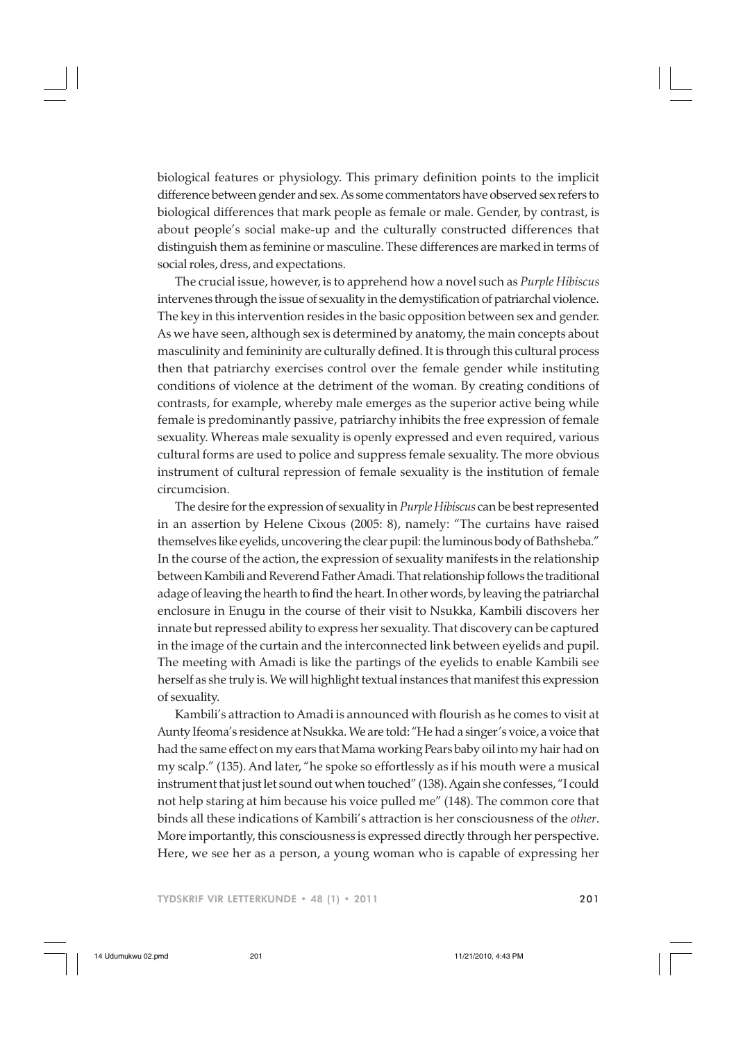biological features or physiology. This primary definition points to the implicit difference between gender and sex. As some commentators have observed sex refers to biological differences that mark people as female or male. Gender, by contrast, is about people's social make-up and the culturally constructed differences that distinguish them as feminine or masculine. These differences are marked in terms of social roles, dress, and expectations.

The crucial issue, however, is to apprehend how a novel such as *Purple Hibiscus* intervenes through the issue of sexuality in the demystification of patriarchal violence. The key in this intervention resides in the basic opposition between sex and gender. As we have seen, although sex is determined by anatomy, the main concepts about masculinity and femininity are culturally defined. It is through this cultural process then that patriarchy exercises control over the female gender while instituting conditions of violence at the detriment of the woman. By creating conditions of contrasts, for example, whereby male emerges as the superior active being while female is predominantly passive, patriarchy inhibits the free expression of female sexuality. Whereas male sexuality is openly expressed and even required, various cultural forms are used to police and suppress female sexuality. The more obvious instrument of cultural repression of female sexuality is the institution of female circumcision.

The desire for the expression of sexuality in *Purple Hibiscus* can be best represented in an assertion by Helene Cixous (2005: 8), namely: "The curtains have raised themselves like eyelids, uncovering the clear pupil: the luminous body of Bathsheba." In the course of the action, the expression of sexuality manifests in the relationship between Kambili and Reverend Father Amadi. That relationship follows the traditional adage of leaving the hearth to find the heart. In other words, by leaving the patriarchal enclosure in Enugu in the course of their visit to Nsukka, Kambili discovers her innate but repressed ability to express her sexuality. That discovery can be captured in the image of the curtain and the interconnected link between eyelids and pupil. The meeting with Amadi is like the partings of the eyelids to enable Kambili see herself as she truly is. We will highlight textual instances that manifest this expression of sexuality.

Kambili's attraction to Amadi is announced with flourish as he comes to visit at Aunty Ifeoma's residence at Nsukka. We are told: "He had a singer's voice, a voice that had the same effect on my ears that Mama working Pears baby oil into my hair had on my scalp." (135). And later, "he spoke so effortlessly as if his mouth were a musical instrument that just let sound out when touched" (138). Again she confesses, "I could not help staring at him because his voice pulled me" (148). The common core that binds all these indications of Kambili's attraction is her consciousness of the *other*. More importantly, this consciousness is expressed directly through her perspective. Here, we see her as a person, a young woman who is capable of expressing her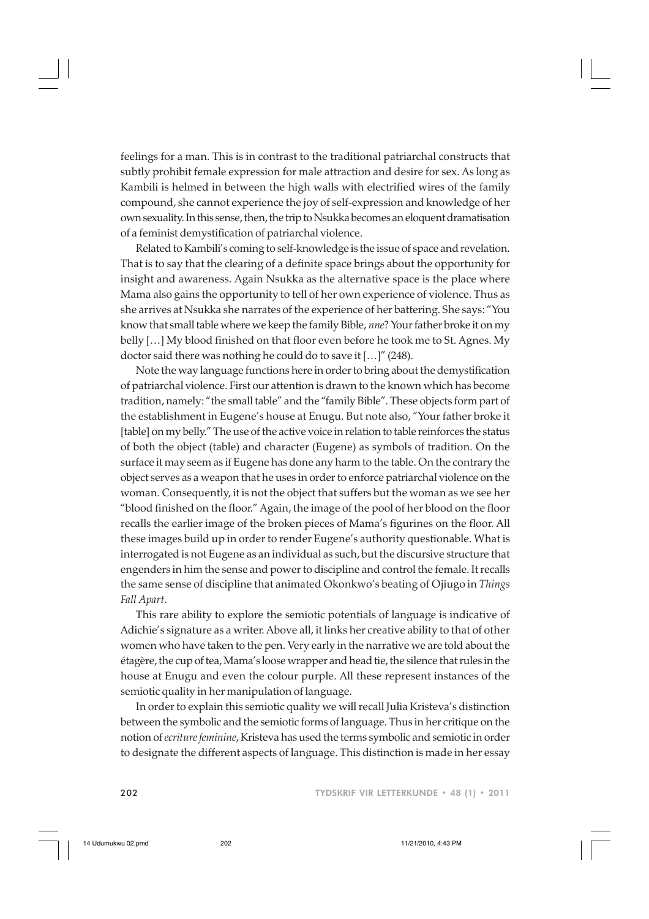feelings for a man. This is in contrast to the traditional patriarchal constructs that subtly prohibit female expression for male attraction and desire for sex. As long as Kambili is helmed in between the high walls with electrified wires of the family compound, she cannot experience the joy of self-expression and knowledge of her own sexuality. In this sense, then, the trip to Nsukka becomes an eloquent dramatisation of a feminist demystification of patriarchal violence.

Related to Kambili's coming to self-knowledge is the issue of space and revelation. That is to say that the clearing of a definite space brings about the opportunity for insight and awareness. Again Nsukka as the alternative space is the place where Mama also gains the opportunity to tell of her own experience of violence. Thus as she arrives at Nsukka she narrates of the experience of her battering. She says: "You know that small table where we keep the family Bible, *nne*? Your father broke it on my belly […] My blood finished on that floor even before he took me to St. Agnes. My doctor said there was nothing he could do to save it […]" (248).

Note the way language functions here in order to bring about the demystification of patriarchal violence. First our attention is drawn to the known which has become tradition, namely: "the small table" and the "family Bible". These objects form part of the establishment in Eugene's house at Enugu. But note also, "Your father broke it [table] on my belly." The use of the active voice in relation to table reinforces the status of both the object (table) and character (Eugene) as symbols of tradition. On the surface it may seem as if Eugene has done any harm to the table. On the contrary the object serves as a weapon that he uses in order to enforce patriarchal violence on the woman. Consequently, it is not the object that suffers but the woman as we see her "blood finished on the floor." Again, the image of the pool of her blood on the floor recalls the earlier image of the broken pieces of Mama's figurines on the floor. All these images build up in order to render Eugene's authority questionable. What is interrogated is not Eugene as an individual as such, but the discursive structure that engenders in him the sense and power to discipline and control the female. It recalls the same sense of discipline that animated Okonkwo's beating of Ojiugo in *Things Fall Apart*.

This rare ability to explore the semiotic potentials of language is indicative of Adichie's signature as a writer. Above all, it links her creative ability to that of other women who have taken to the pen. Very early in the narrative we are told about the étagère, the cup of tea, Mama's loose wrapper and head tie, the silence that rules in the house at Enugu and even the colour purple. All these represent instances of the semiotic quality in her manipulation of language.

In order to explain this semiotic quality we will recall Julia Kristeva's distinction between the symbolic and the semiotic forms of language. Thus in her critique on the notion of *ecriture feminine*, Kristeva has used the terms symbolic and semiotic in order to designate the different aspects of language. This distinction is made in her essay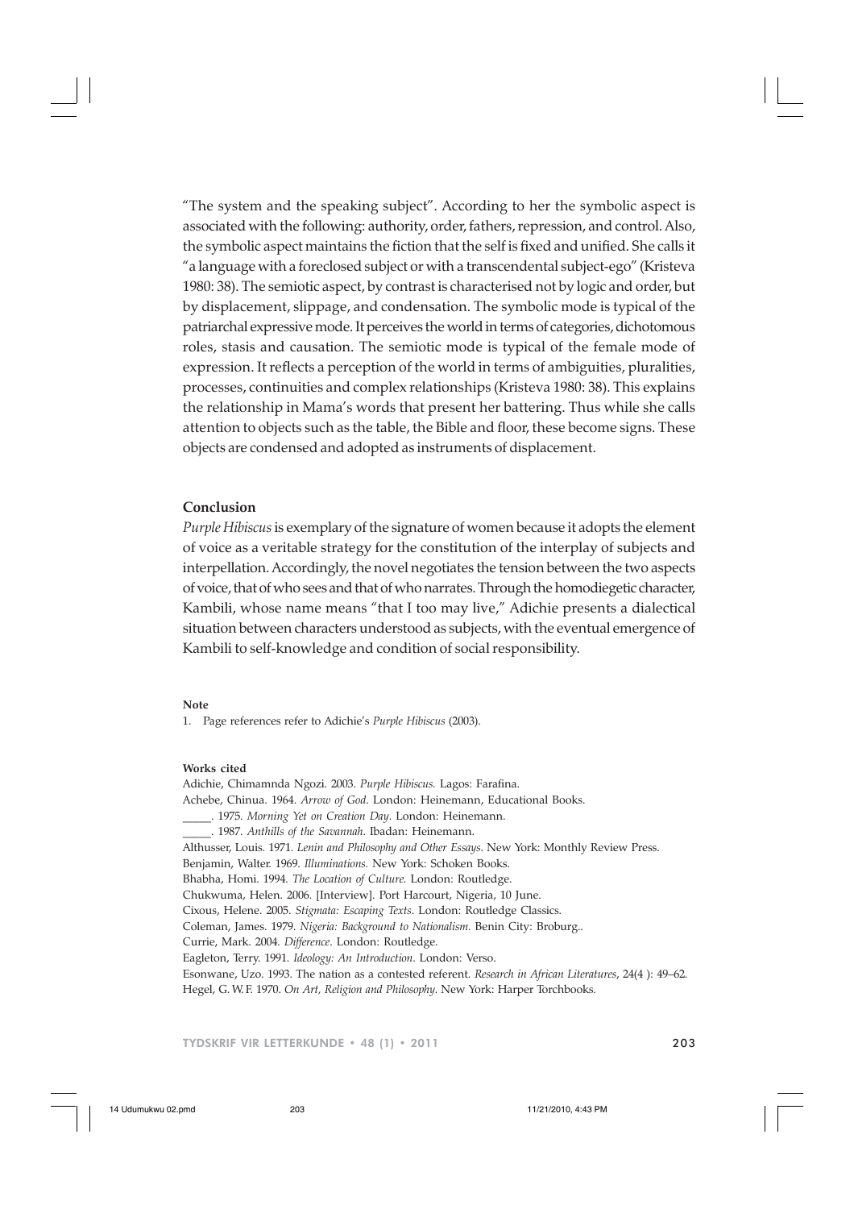"The system and the speaking subject". According to her the symbolic aspect is associated with the following: authority, order, fathers, repression, and control. Also, the symbolic aspect maintains the fiction that the self is fixed and unified. She calls it "a language with a foreclosed subject or with a transcendental subject-ego" (Kristeva 1980: 38). The semiotic aspect, by contrast is characterised not by logic and order, but by displacement, slippage, and condensation. The symbolic mode is typical of the patriarchal expressive mode. It perceives the world in terms of categories, dichotomous roles, stasis and causation. The semiotic mode is typical of the female mode of expression. It reflects a perception of the world in terms of ambiguities, pluralities, processes, continuities and complex relationships (Kristeva 1980: 38). This explains the relationship in Mama's words that present her battering. Thus while she calls attention to objects such as the table, the Bible and floor, these become signs. These objects are condensed and adopted as instruments of displacement.

## Conclusion

*Purple Hibiscus* is exemplary of the signature of women because it adopts the element of voice as a veritable strategy for the constitution of the interplay of subjects and interpellation. Accordingly, the novel negotiates the tension between the two aspects of voice, that of who sees and that of who narrates. Through the homodiegetic character, Kambili, whose name means "that I too may live," Adichie presents a dialectical situation between characters understood as subjects, with the eventual emergence of Kambili to self-knowledge and condition of social responsibility.

**Note**

1. Page references refer to Adichie's *Purple Hibiscus* (2003).

**Works cited**

Adichie, Chimamnda Ngozi. 2003. *Purple Hibiscus.* Lagos: Farafina.
Achebe, Chinua. 1964. *Arrow of God.* London: Heinemann, Educational Books.
_____. 1975. *Morning Yet on Creation Day.* London: Heinemann.
_____. 1987. *Anthills of the Savannah.* Ibadan: Heinemann.
Althusser, Louis. 1971. *Lenin and Philosophy and Other Essays*. New York: Monthly Review Press.
Benjamin, Walter. 1969. *Illuminations.* New York: Schoken Books.
Bhabha, Homi. 1994. *The Location of Culture.* London: Routledge.
Chukwuma, Helen. 2006. [Interview]. Port Harcourt, Nigeria, 10 June.
Cixous, Helene. 2005. *Stigmata: Escaping Texts*. London: Routledge Classics.
Coleman, James. 1979. *Nigeria: Background to Nationalism*. Benin City: Broburg..
Currie, Mark. 2004. *Difference*. London: Routledge.
Eagleton, Terry. 1991. *Ideology: An Introduction*. London: Verso.
Esonwane, Uzo. 1993. The nation as a contested referent. *Research in African Literatures*, 24(4 ): 49–62.
Hegel, G. W. F. 1970. *On Art, Religion and Philosophy.* New York: Harper Torchbooks.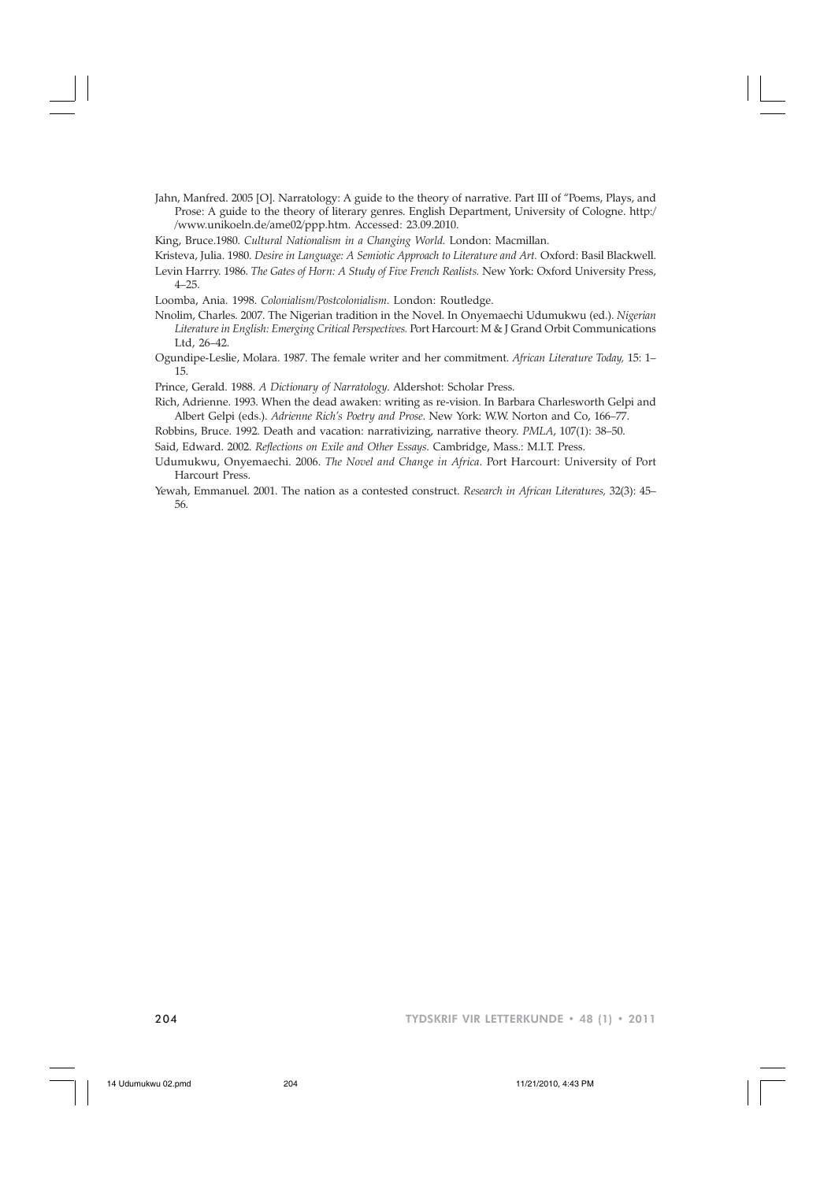Jahn, Manfred. 2005 [O]. Narratology: A guide to the theory of narrative. Part III of "Poems, Plays, and Prose: A guide to the theory of literary genres. English Department, University of Cologne. http://www.unikoeln.de/ame02/ppp.htm. Accessed: 23.09.2010.

King, Bruce.1980. *Cultural Nationalism in a Changing World.* London: Macmillan.

Kristeva, Julia. 1980. *Desire in Language: A Semiotic Approach to Literature and Art.* Oxford: Basil Blackwell.

Levin Harrry. 1986. *The Gates of Horn: A Study of Five French Realists.* New York: Oxford University Press, 4–25.

Loomba, Ania. 1998. *Colonialism/Postcolonialism*. London: Routledge.

Nnolim, Charles. 2007. The Nigerian tradition in the Novel. In Onyemaechi Udumukwu (ed.). *Nigerian Literature in English: Emerging Critical Perspectives.* Port Harcourt: M & J Grand Orbit Communications Ltd, 26–42.

Ogundipe-Leslie, Molara. 1987. The female writer and her commitment. *African Literature Today,* 15: 1–15.

Prince, Gerald. 1988. *A Dictionary of Narratology*. Aldershot: Scholar Press.

Rich, Adrienne. 1993. When the dead awaken: writing as re-vision. In Barbara Charlesworth Gelpi and Albert Gelpi (eds.). *Adrienne Rich's Poetry and Prose.* New York: W.W. Norton and Co, 166–77.

Robbins, Bruce. 1992. Death and vacation: narrativizing, narrative theory. *PMLA*, 107(1): 38–50.

Said, Edward. 2002. *Reflections on Exile and Other Essays.* Cambridge, Mass.: M.I.T. Press.

Udumukwu, Onyemaechi. 2006. *The Novel and Change in Africa*. Port Harcourt: University of Port Harcourt Press.

Yewah, Emmanuel. 2001. The nation as a contested construct. *Research in African Literatures,* 32(3): 45–56.